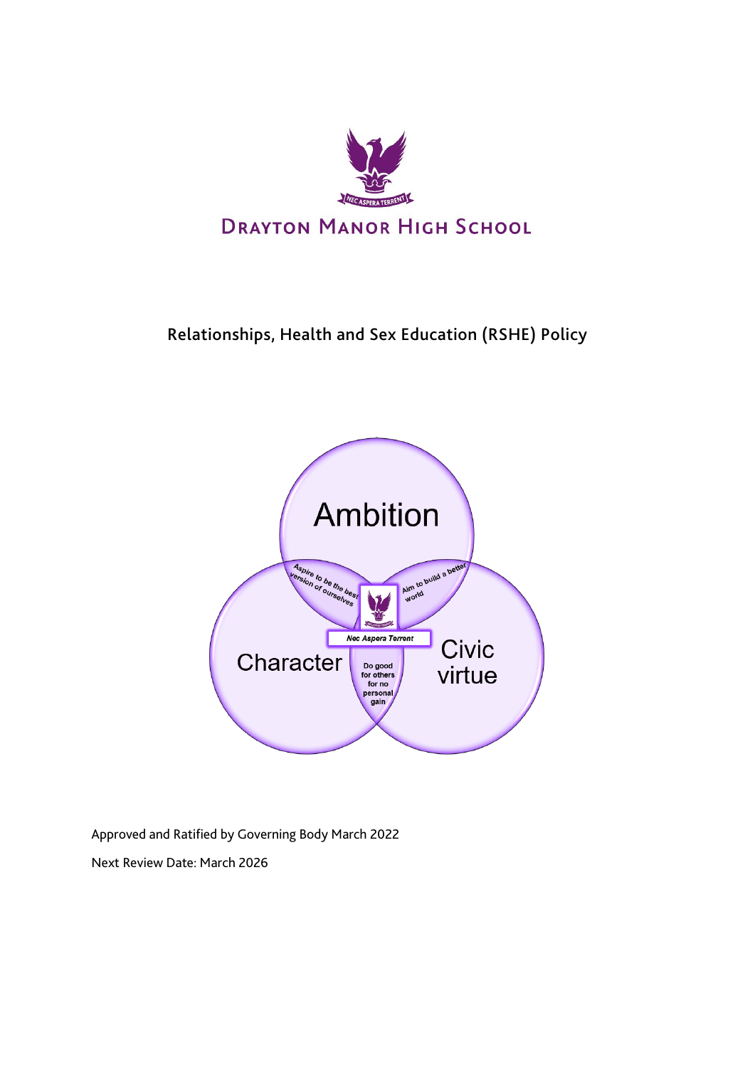# Drayton Manor High School

## Relationships, Health and Sex Education (RSHE) Policy

Ambition

Aspire to be the best version of ourselves

Aim to build a better world

Character

Nec Aspera Terrent

Civic virtue

Do good for others for no personal gain

Approved and Ratified by Governing Body March 2022

Next Review Date: March 2026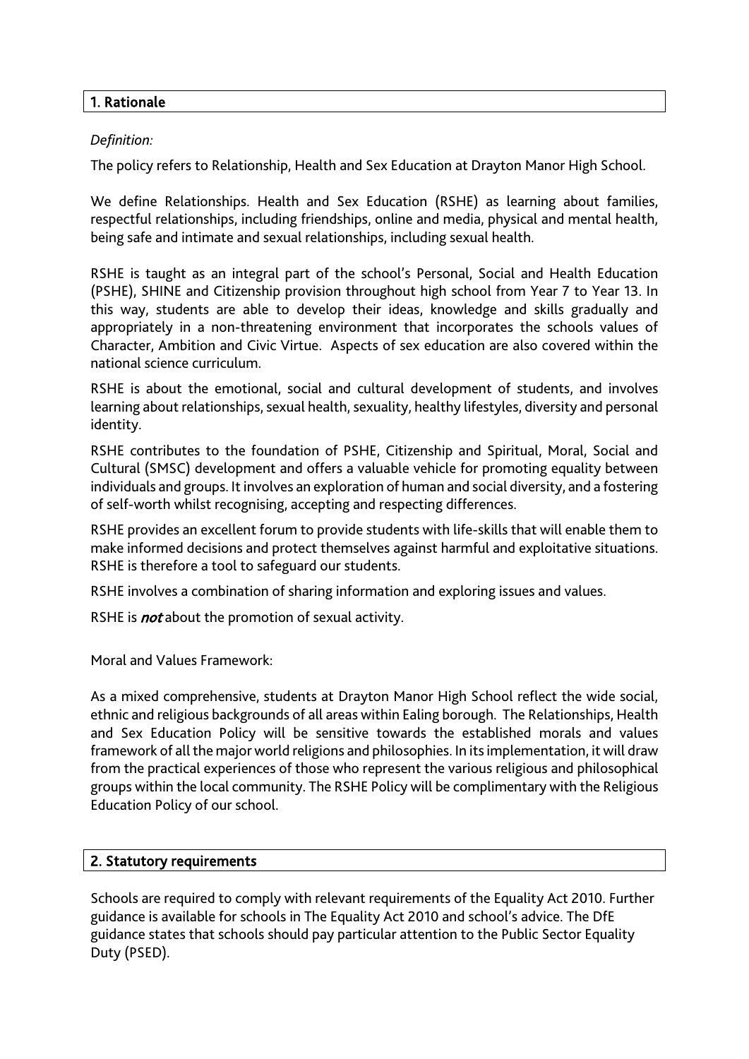## 1. Rationale

*Definition:*

The policy refers to Relationship, Health and Sex Education at Drayton Manor High School.

We define Relationships. Health and Sex Education (RSHE) as learning about families, respectful relationships, including friendships, online and media, physical and mental health, being safe and intimate and sexual relationships, including sexual health.

RSHE is taught as an integral part of the school's Personal, Social and Health Education (PSHE), SHINE and Citizenship provision throughout high school from Year 7 to Year 13. In this way, students are able to develop their ideas, knowledge and skills gradually and appropriately in a non-threatening environment that incorporates the schools values of Character, Ambition and Civic Virtue. Aspects of sex education are also covered within the national science curriculum.

RSHE is about the emotional, social and cultural development of students, and involves learning about relationships, sexual health, sexuality, healthy lifestyles, diversity and personal identity.

RSHE contributes to the foundation of PSHE, Citizenship and Spiritual, Moral, Social and Cultural (SMSC) development and offers a valuable vehicle for promoting equality between individuals and groups. It involves an exploration of human and social diversity, and a fostering of self-worth whilst recognising, accepting and respecting differences.

RSHE provides an excellent forum to provide students with life-skills that will enable them to make informed decisions and protect themselves against harmful and exploitative situations. RSHE is therefore a tool to safeguard our students.

RSHE involves a combination of sharing information and exploring issues and values.

RSHE is ***not*** about the promotion of sexual activity.

Moral and Values Framework:

As a mixed comprehensive, students at Drayton Manor High School reflect the wide social, ethnic and religious backgrounds of all areas within Ealing borough. The Relationships, Health and Sex Education Policy will be sensitive towards the established morals and values framework of all the major world religions and philosophies. In its implementation, it will draw from the practical experiences of those who represent the various religious and philosophical groups within the local community. The RSHE Policy will be complimentary with the Religious Education Policy of our school.

## 2. Statutory requirements

Schools are required to comply with relevant requirements of the Equality Act 2010. Further guidance is available for schools in The Equality Act 2010 and school's advice. The DfE guidance states that schools should pay particular attention to the Public Sector Equality Duty (PSED).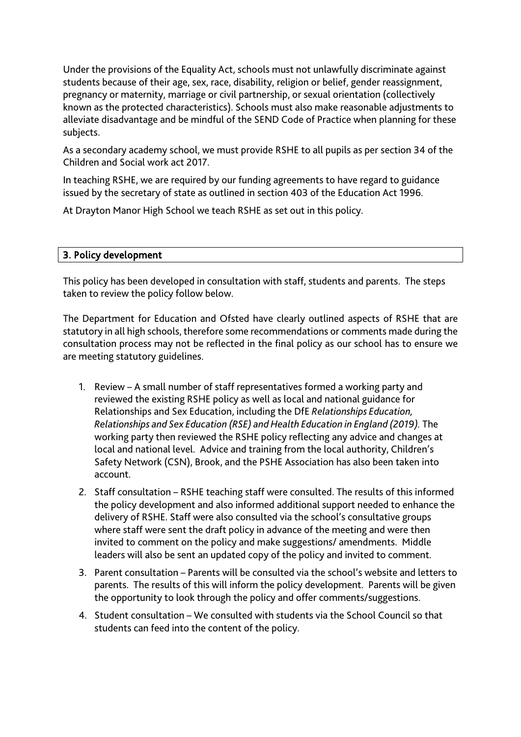Under the provisions of the Equality Act, schools must not unlawfully discriminate against students because of their age, sex, race, disability, religion or belief, gender reassignment, pregnancy or maternity, marriage or civil partnership, or sexual orientation (collectively known as the protected characteristics). Schools must also make reasonable adjustments to alleviate disadvantage and be mindful of the SEND Code of Practice when planning for these subjects.

As a secondary academy school, we must provide RSHE to all pupils as per section 34 of the Children and Social work act 2017.

In teaching RSHE, we are required by our funding agreements to have regard to guidance issued by the secretary of state as outlined in section 403 of the Education Act 1996.

At Drayton Manor High School we teach RSHE as set out in this policy.

## 3. Policy development

This policy has been developed in consultation with staff, students and parents. The steps taken to review the policy follow below.

The Department for Education and Ofsted have clearly outlined aspects of RSHE that are statutory in all high schools, therefore some recommendations or comments made during the consultation process may not be reflected in the final policy as our school has to ensure we are meeting statutory guidelines.

1. Review – A small number of staff representatives formed a working party and reviewed the existing RSHE policy as well as local and national guidance for Relationships and Sex Education, including the DfE *Relationships Education, Relationships and Sex Education (RSE) and Health Education in England (2019).* The working party then reviewed the RSHE policy reflecting any advice and changes at local and national level. Advice and training from the local authority, Children's Safety Network (CSN), Brook, and the PSHE Association has also been taken into account.
2. Staff consultation – RSHE teaching staff were consulted. The results of this informed the policy development and also informed additional support needed to enhance the delivery of RSHE. Staff were also consulted via the school's consultative groups where staff were sent the draft policy in advance of the meeting and were then invited to comment on the policy and make suggestions/ amendments. Middle leaders will also be sent an updated copy of the policy and invited to comment.
3. Parent consultation – Parents will be consulted via the school's website and letters to parents. The results of this will inform the policy development. Parents will be given the opportunity to look through the policy and offer comments/suggestions.
4. Student consultation – We consulted with students via the School Council so that students can feed into the content of the policy.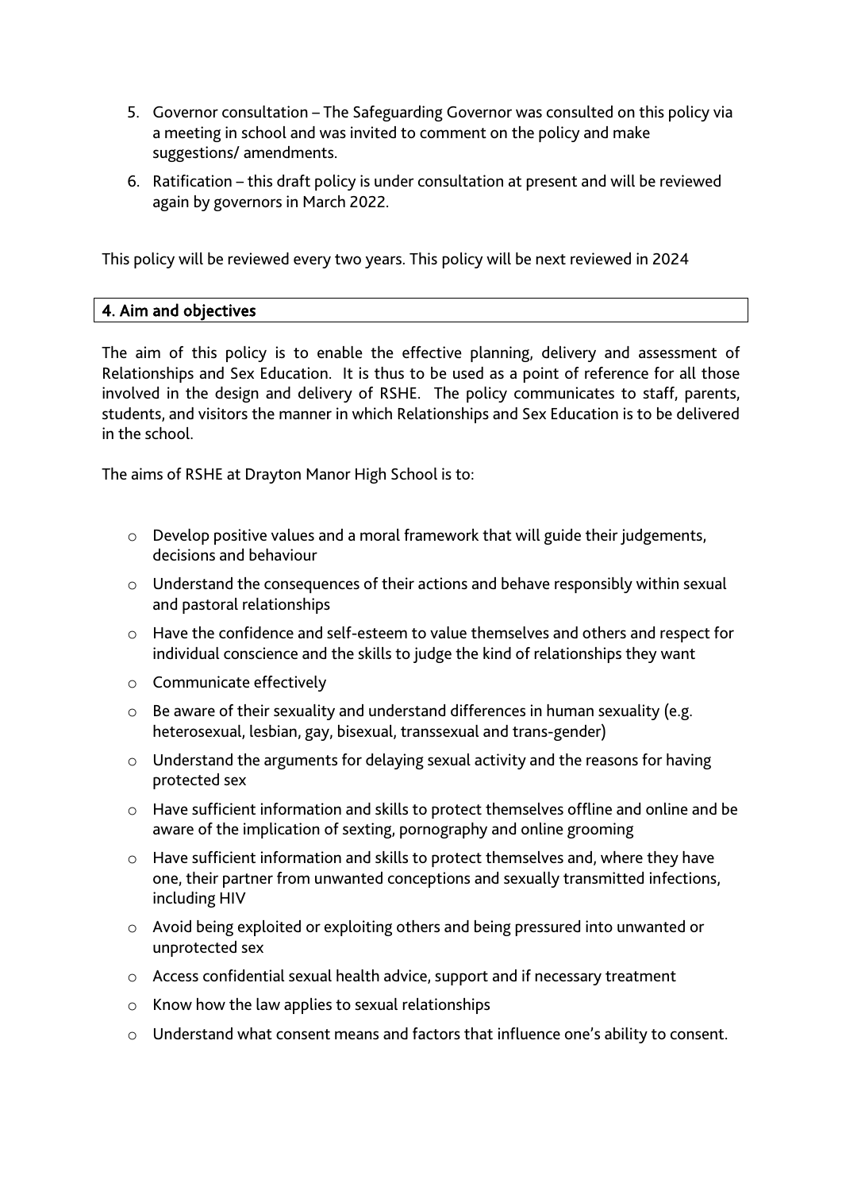5. Governor consultation – The Safeguarding Governor was consulted on this policy via a meeting in school and was invited to comment on the policy and make suggestions/ amendments.
6. Ratification – this draft policy is under consultation at present and will be reviewed again by governors in March 2022.

This policy will be reviewed every two years. This policy will be next reviewed in 2024

## 4. Aim and objectives

The aim of this policy is to enable the effective planning, delivery and assessment of Relationships and Sex Education. It is thus to be used as a point of reference for all those involved in the design and delivery of RSHE. The policy communicates to staff, parents, students, and visitors the manner in which Relationships and Sex Education is to be delivered in the school.

The aims of RSHE at Drayton Manor High School is to:

- Develop positive values and a moral framework that will guide their judgements, decisions and behaviour
- Understand the consequences of their actions and behave responsibly within sexual and pastoral relationships
- Have the confidence and self-esteem to value themselves and others and respect for individual conscience and the skills to judge the kind of relationships they want
- Communicate effectively
- Be aware of their sexuality and understand differences in human sexuality (e.g. heterosexual, lesbian, gay, bisexual, transsexual and trans-gender)
- Understand the arguments for delaying sexual activity and the reasons for having protected sex
- Have sufficient information and skills to protect themselves offline and online and be aware of the implication of sexting, pornography and online grooming
- Have sufficient information and skills to protect themselves and, where they have one, their partner from unwanted conceptions and sexually transmitted infections, including HIV
- Avoid being exploited or exploiting others and being pressured into unwanted or unprotected sex
- Access confidential sexual health advice, support and if necessary treatment
- Know how the law applies to sexual relationships
- Understand what consent means and factors that influence one's ability to consent.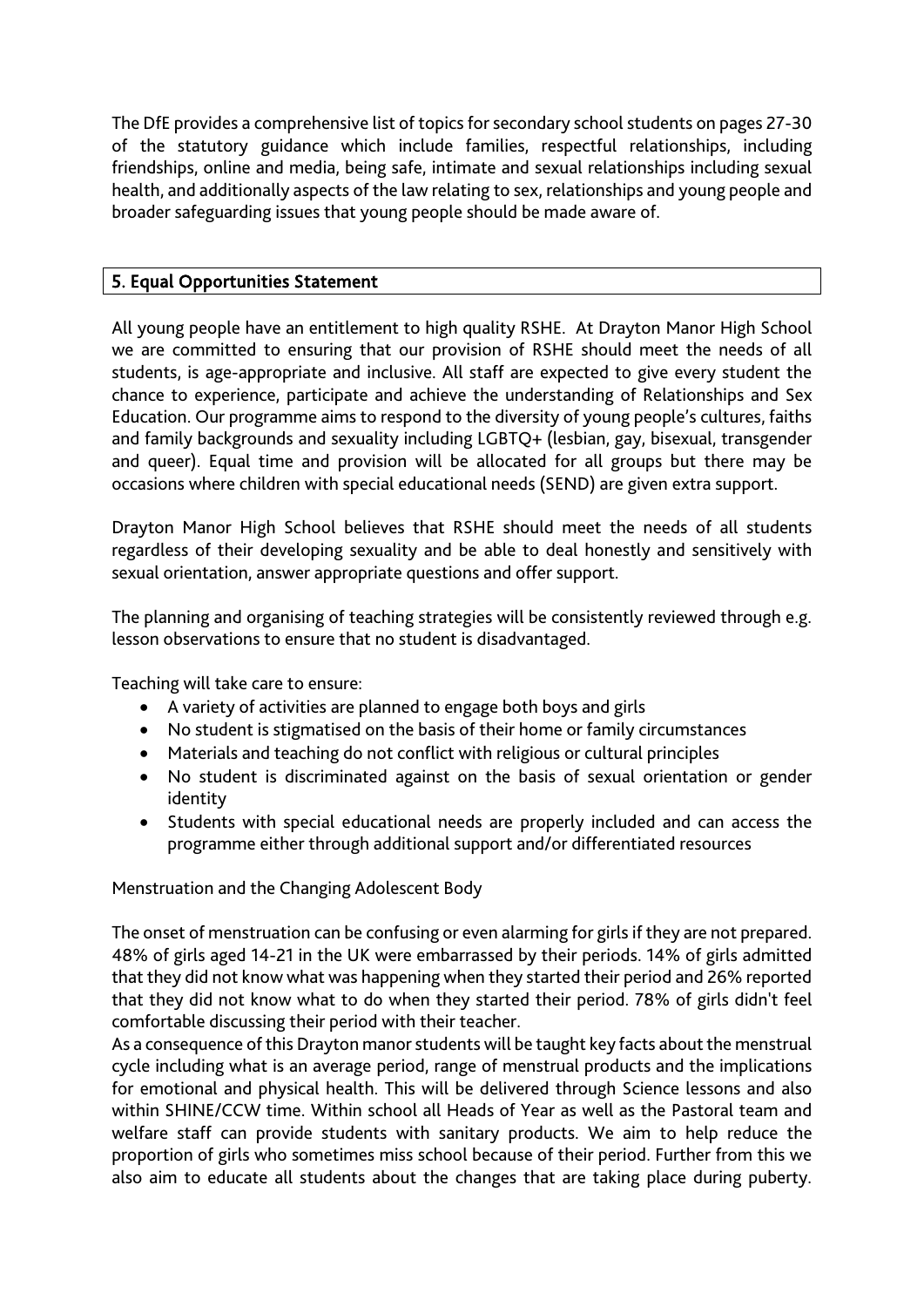The DfE provides a comprehensive list of topics for secondary school students on pages 27-30 of the statutory guidance which include families, respectful relationships, including friendships, online and media, being safe, intimate and sexual relationships including sexual health, and additionally aspects of the law relating to sex, relationships and young people and broader safeguarding issues that young people should be made aware of.

## 5. Equal Opportunities Statement

All young people have an entitlement to high quality RSHE. At Drayton Manor High School we are committed to ensuring that our provision of RSHE should meet the needs of all students, is age-appropriate and inclusive. All staff are expected to give every student the chance to experience, participate and achieve the understanding of Relationships and Sex Education. Our programme aims to respond to the diversity of young people's cultures, faiths and family backgrounds and sexuality including LGBTQ+ (lesbian, gay, bisexual, transgender and queer). Equal time and provision will be allocated for all groups but there may be occasions where children with special educational needs (SEND) are given extra support.

Drayton Manor High School believes that RSHE should meet the needs of all students regardless of their developing sexuality and be able to deal honestly and sensitively with sexual orientation, answer appropriate questions and offer support.

The planning and organising of teaching strategies will be consistently reviewed through e.g. lesson observations to ensure that no student is disadvantaged.

Teaching will take care to ensure:

- A variety of activities are planned to engage both boys and girls
- No student is stigmatised on the basis of their home or family circumstances
- Materials and teaching do not conflict with religious or cultural principles
- No student is discriminated against on the basis of sexual orientation or gender identity
- Students with special educational needs are properly included and can access the programme either through additional support and/or differentiated resources

Menstruation and the Changing Adolescent Body

The onset of menstruation can be confusing or even alarming for girls if they are not prepared. 48% of girls aged 14-21 in the UK were embarrassed by their periods. 14% of girls admitted that they did not know what was happening when they started their period and 26% reported that they did not know what to do when they started their period. 78% of girls didn't feel comfortable discussing their period with their teacher.
As a consequence of this Drayton manor students will be taught key facts about the menstrual cycle including what is an average period, range of menstrual products and the implications for emotional and physical health. This will be delivered through Science lessons and also within SHINE/CCW time. Within school all Heads of Year as well as the Pastoral team and welfare staff can provide students with sanitary products. We aim to help reduce the proportion of girls who sometimes miss school because of their period. Further from this we also aim to educate all students about the changes that are taking place during puberty.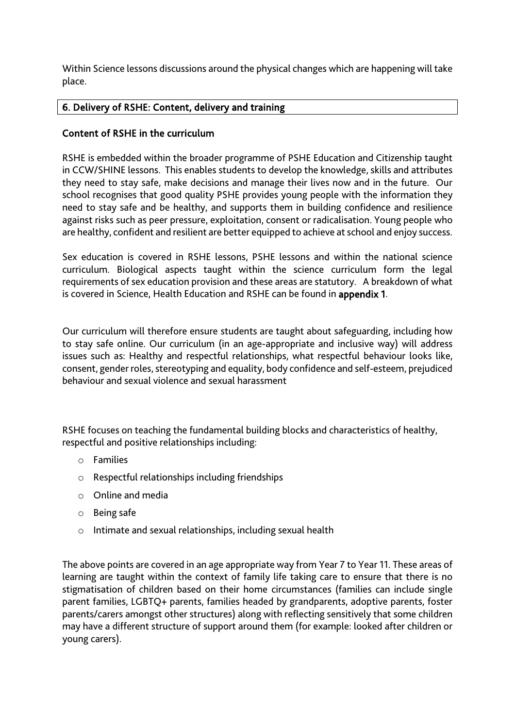Within Science lessons discussions around the physical changes which are happening will take place.

## 6. Delivery of RSHE: Content, delivery and training

### Content of RSHE in the curriculum

RSHE is embedded within the broader programme of PSHE Education and Citizenship taught in CCW/SHINE lessons. This enables students to develop the knowledge, skills and attributes they need to stay safe, make decisions and manage their lives now and in the future. Our school recognises that good quality PSHE provides young people with the information they need to stay safe and be healthy, and supports them in building confidence and resilience against risks such as peer pressure, exploitation, consent or radicalisation. Young people who are healthy, confident and resilient are better equipped to achieve at school and enjoy success.

Sex education is covered in RSHE lessons, PSHE lessons and within the national science curriculum. Biological aspects taught within the science curriculum form the legal requirements of sex education provision and these areas are statutory. A breakdown of what is covered in Science, Health Education and RSHE can be found in **appendix 1**.

Our curriculum will therefore ensure students are taught about safeguarding, including how to stay safe online. Our curriculum (in an age-appropriate and inclusive way) will address issues such as: Healthy and respectful relationships, what respectful behaviour looks like, consent, gender roles, stereotyping and equality, body confidence and self-esteem, prejudiced behaviour and sexual violence and sexual harassment

RSHE focuses on teaching the fundamental building blocks and characteristics of healthy, respectful and positive relationships including:

- Families
- Respectful relationships including friendships
- Online and media
- Being safe
- Intimate and sexual relationships, including sexual health

The above points are covered in an age appropriate way from Year 7 to Year 11. These areas of learning are taught within the context of family life taking care to ensure that there is no stigmatisation of children based on their home circumstances (families can include single parent families, LGBTQ+ parents, families headed by grandparents, adoptive parents, foster parents/carers amongst other structures) along with reflecting sensitively that some children may have a different structure of support around them (for example: looked after children or young carers).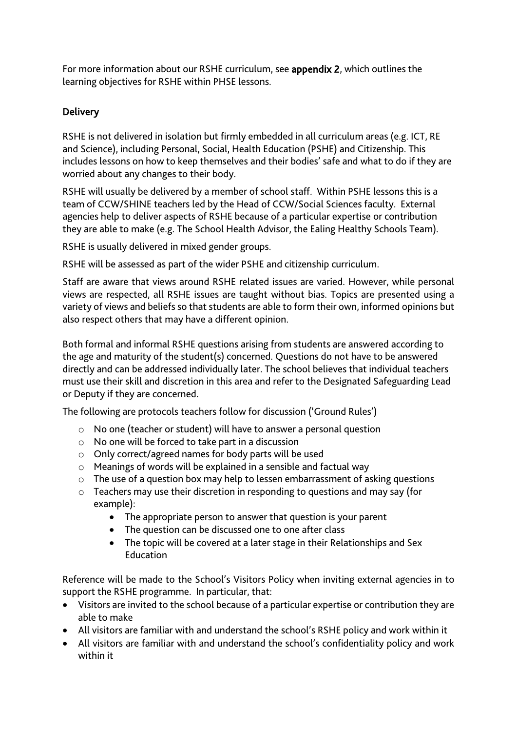For more information about our RSHE curriculum, see **appendix 2**, which outlines the learning objectives for RSHE within PHSE lessons.

## Delivery

RSHE is not delivered in isolation but firmly embedded in all curriculum areas (e.g. ICT, RE and Science), including Personal, Social, Health Education (PSHE) and Citizenship. This includes lessons on how to keep themselves and their bodies' safe and what to do if they are worried about any changes to their body.

RSHE will usually be delivered by a member of school staff. Within PSHE lessons this is a team of CCW/SHINE teachers led by the Head of CCW/Social Sciences faculty. External agencies help to deliver aspects of RSHE because of a particular expertise or contribution they are able to make (e.g. The School Health Advisor, the Ealing Healthy Schools Team).

RSHE is usually delivered in mixed gender groups.

RSHE will be assessed as part of the wider PSHE and citizenship curriculum.

Staff are aware that views around RSHE related issues are varied. However, while personal views are respected, all RSHE issues are taught without bias. Topics are presented using a variety of views and beliefs so that students are able to form their own, informed opinions but also respect others that may have a different opinion.

Both formal and informal RSHE questions arising from students are answered according to the age and maturity of the student(s) concerned. Questions do not have to be answered directly and can be addressed individually later. The school believes that individual teachers must use their skill and discretion in this area and refer to the Designated Safeguarding Lead or Deputy if they are concerned.

The following are protocols teachers follow for discussion ('Ground Rules')

- No one (teacher or student) will have to answer a personal question
- No one will be forced to take part in a discussion
- Only correct/agreed names for body parts will be used
- Meanings of words will be explained in a sensible and factual way
- The use of a question box may help to lessen embarrassment of asking questions
- Teachers may use their discretion in responding to questions and may say (for example):
  - The appropriate person to answer that question is your parent
  - The question can be discussed one to one after class
  - The topic will be covered at a later stage in their Relationships and Sex Education

Reference will be made to the School's Visitors Policy when inviting external agencies in to support the RSHE programme. In particular, that:

- Visitors are invited to the school because of a particular expertise or contribution they are able to make
- All visitors are familiar with and understand the school's RSHE policy and work within it
- All visitors are familiar with and understand the school's confidentiality policy and work within it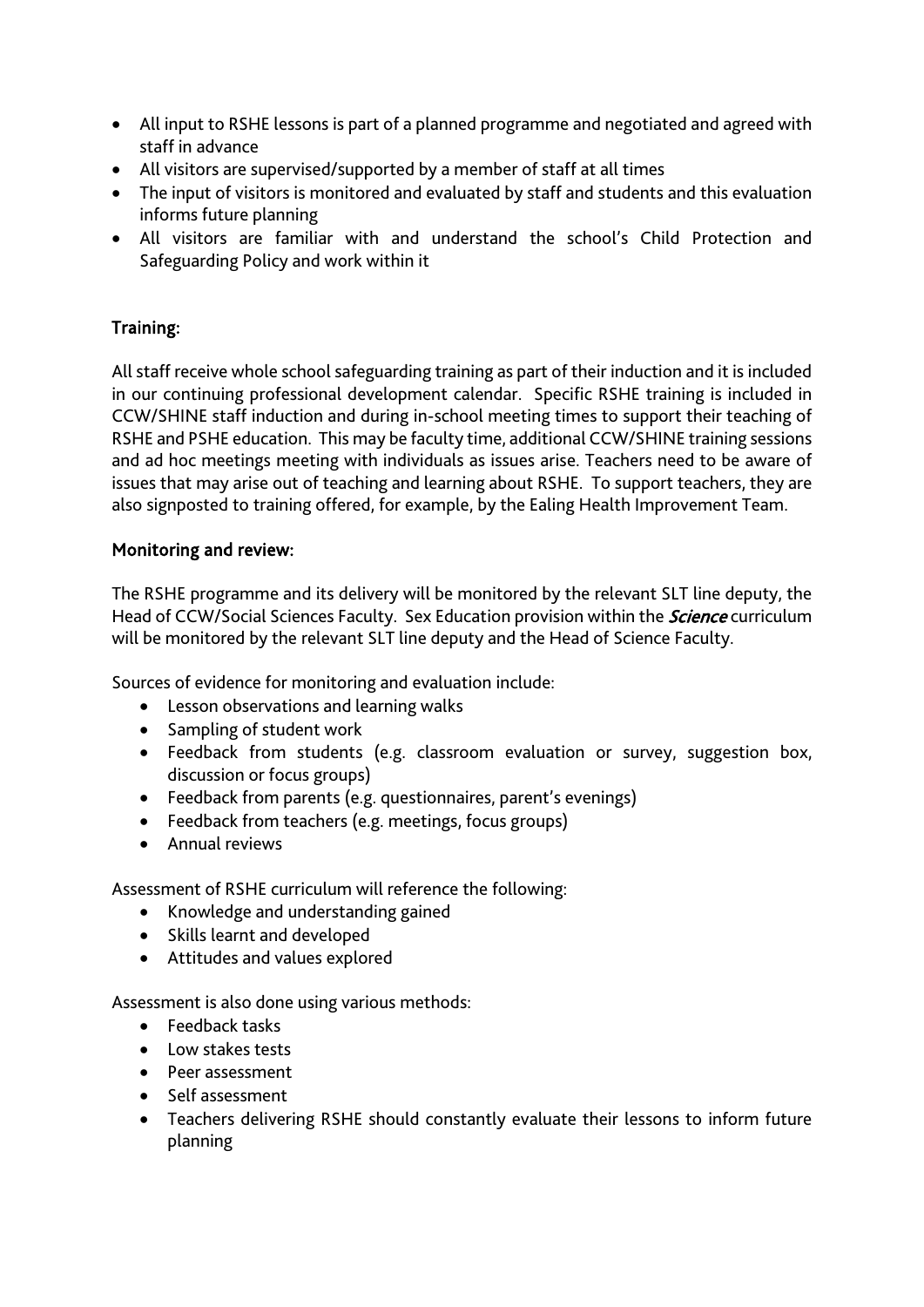- All input to RSHE lessons is part of a planned programme and negotiated and agreed with staff in advance
- All visitors are supervised/supported by a member of staff at all times
- The input of visitors is monitored and evaluated by staff and students and this evaluation informs future planning
- All visitors are familiar with and understand the school's Child Protection and Safeguarding Policy and work within it

## Training:

All staff receive whole school safeguarding training as part of their induction and it is included in our continuing professional development calendar. Specific RSHE training is included in CCW/SHINE staff induction and during in-school meeting times to support their teaching of RSHE and PSHE education. This may be faculty time, additional CCW/SHINE training sessions and ad hoc meetings meeting with individuals as issues arise. Teachers need to be aware of issues that may arise out of teaching and learning about RSHE. To support teachers, they are also signposted to training offered, for example, by the Ealing Health Improvement Team.

## Monitoring and review:

The RSHE programme and its delivery will be monitored by the relevant SLT line deputy, the Head of CCW/Social Sciences Faculty. Sex Education provision within the ***Science*** curriculum will be monitored by the relevant SLT line deputy and the Head of Science Faculty.

Sources of evidence for monitoring and evaluation include:

- Lesson observations and learning walks
- Sampling of student work
- Feedback from students (e.g. classroom evaluation or survey, suggestion box, discussion or focus groups)
- Feedback from parents (e.g. questionnaires, parent's evenings)
- Feedback from teachers (e.g. meetings, focus groups)
- Annual reviews

Assessment of RSHE curriculum will reference the following:

- Knowledge and understanding gained
- Skills learnt and developed
- Attitudes and values explored

Assessment is also done using various methods:

- Feedback tasks
- Low stakes tests
- Peer assessment
- Self assessment
- Teachers delivering RSHE should constantly evaluate their lessons to inform future planning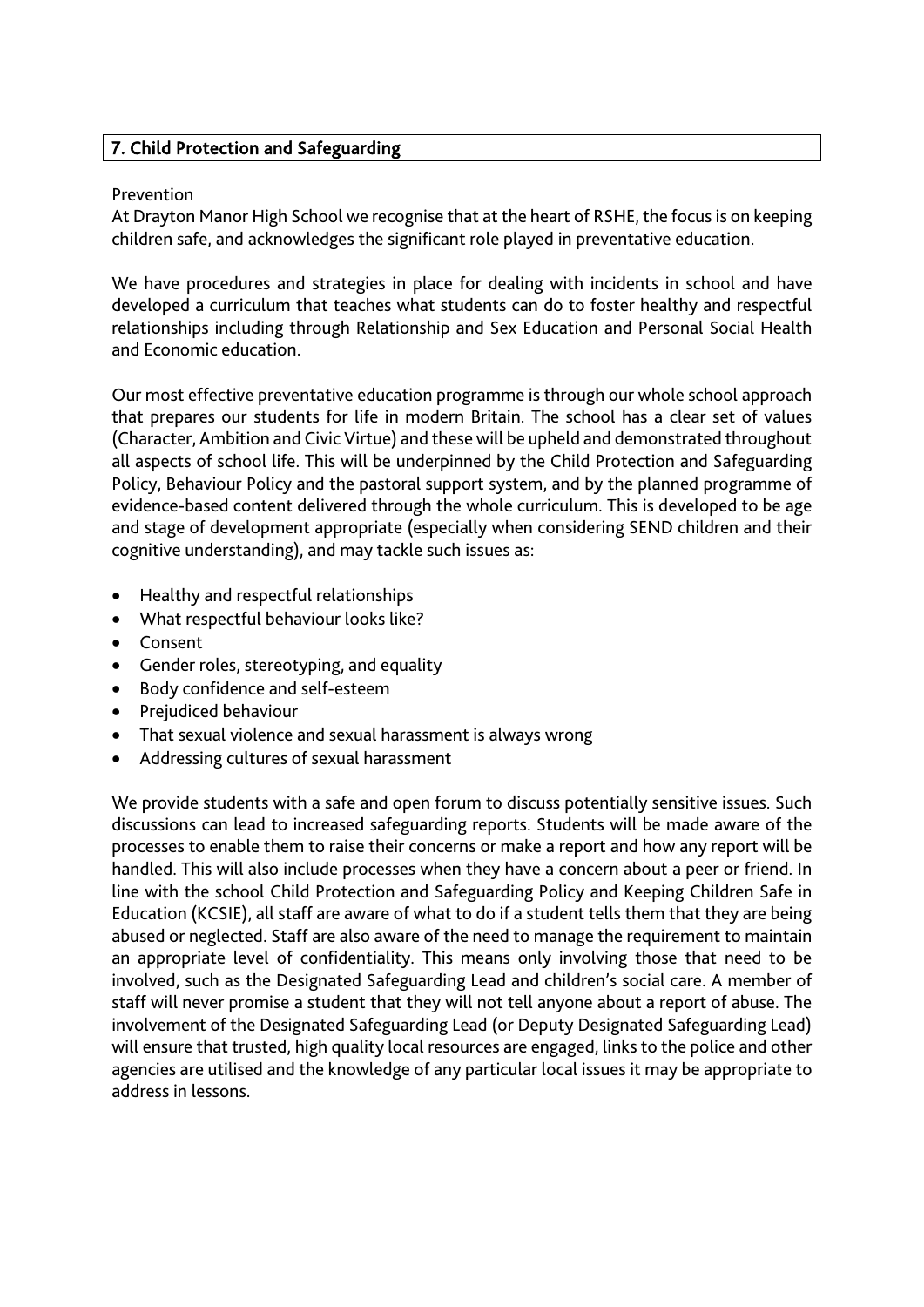## 7. Child Protection and Safeguarding

Prevention

At Drayton Manor High School we recognise that at the heart of RSHE, the focus is on keeping children safe, and acknowledges the significant role played in preventative education.

We have procedures and strategies in place for dealing with incidents in school and have developed a curriculum that teaches what students can do to foster healthy and respectful relationships including through Relationship and Sex Education and Personal Social Health and Economic education.

Our most effective preventative education programme is through our whole school approach that prepares our students for life in modern Britain. The school has a clear set of values (Character, Ambition and Civic Virtue) and these will be upheld and demonstrated throughout all aspects of school life. This will be underpinned by the Child Protection and Safeguarding Policy, Behaviour Policy and the pastoral support system, and by the planned programme of evidence-based content delivered through the whole curriculum. This is developed to be age and stage of development appropriate (especially when considering SEND children and their cognitive understanding), and may tackle such issues as:

- Healthy and respectful relationships
- What respectful behaviour looks like?
- Consent
- Gender roles, stereotyping, and equality
- Body confidence and self-esteem
- Prejudiced behaviour
- That sexual violence and sexual harassment is always wrong
- Addressing cultures of sexual harassment

We provide students with a safe and open forum to discuss potentially sensitive issues. Such discussions can lead to increased safeguarding reports. Students will be made aware of the processes to enable them to raise their concerns or make a report and how any report will be handled. This will also include processes when they have a concern about a peer or friend. In line with the school Child Protection and Safeguarding Policy and Keeping Children Safe in Education (KCSIE), all staff are aware of what to do if a student tells them that they are being abused or neglected. Staff are also aware of the need to manage the requirement to maintain an appropriate level of confidentiality. This means only involving those that need to be involved, such as the Designated Safeguarding Lead and children's social care. A member of staff will never promise a student that they will not tell anyone about a report of abuse. The involvement of the Designated Safeguarding Lead (or Deputy Designated Safeguarding Lead) will ensure that trusted, high quality local resources are engaged, links to the police and other agencies are utilised and the knowledge of any particular local issues it may be appropriate to address in lessons.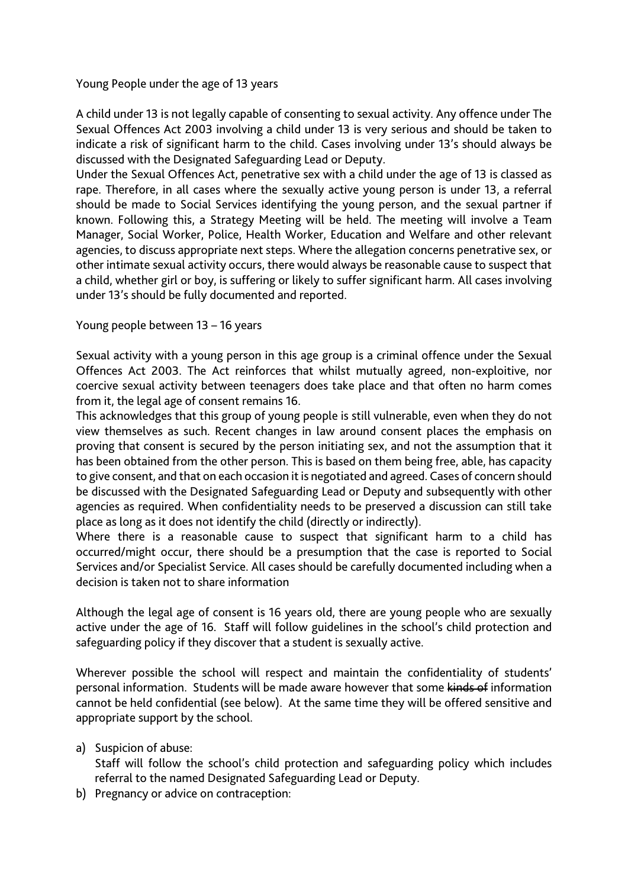Young People under the age of 13 years

A child under 13 is not legally capable of consenting to sexual activity. Any offence under The Sexual Offences Act 2003 involving a child under 13 is very serious and should be taken to indicate a risk of significant harm to the child. Cases involving under 13's should always be discussed with the Designated Safeguarding Lead or Deputy.

Under the Sexual Offences Act, penetrative sex with a child under the age of 13 is classed as rape. Therefore, in all cases where the sexually active young person is under 13, a referral should be made to Social Services identifying the young person, and the sexual partner if known. Following this, a Strategy Meeting will be held. The meeting will involve a Team Manager, Social Worker, Police, Health Worker, Education and Welfare and other relevant agencies, to discuss appropriate next steps. Where the allegation concerns penetrative sex, or other intimate sexual activity occurs, there would always be reasonable cause to suspect that a child, whether girl or boy, is suffering or likely to suffer significant harm. All cases involving under 13's should be fully documented and reported.

Young people between 13 – 16 years

Sexual activity with a young person in this age group is a criminal offence under the Sexual Offences Act 2003. The Act reinforces that whilst mutually agreed, non-exploitive, nor coercive sexual activity between teenagers does take place and that often no harm comes from it, the legal age of consent remains 16.

This acknowledges that this group of young people is still vulnerable, even when they do not view themselves as such. Recent changes in law around consent places the emphasis on proving that consent is secured by the person initiating sex, and not the assumption that it has been obtained from the other person. This is based on them being free, able, has capacity to give consent, and that on each occasion it is negotiated and agreed. Cases of concern should be discussed with the Designated Safeguarding Lead or Deputy and subsequently with other agencies as required. When confidentiality needs to be preserved a discussion can still take place as long as it does not identify the child (directly or indirectly).

Where there is a reasonable cause to suspect that significant harm to a child has occurred/might occur, there should be a presumption that the case is reported to Social Services and/or Specialist Service. All cases should be carefully documented including when a decision is taken not to share information

Although the legal age of consent is 16 years old, there are young people who are sexually active under the age of 16. Staff will follow guidelines in the school's child protection and safeguarding policy if they discover that a student is sexually active.

Wherever possible the school will respect and maintain the confidentiality of students' personal information. Students will be made aware however that some ~~kinds of~~ information cannot be held confidential (see below). At the same time they will be offered sensitive and appropriate support by the school.

a) Suspicion of abuse:
   Staff will follow the school's child protection and safeguarding policy which includes referral to the named Designated Safeguarding Lead or Deputy.
b) Pregnancy or advice on contraception: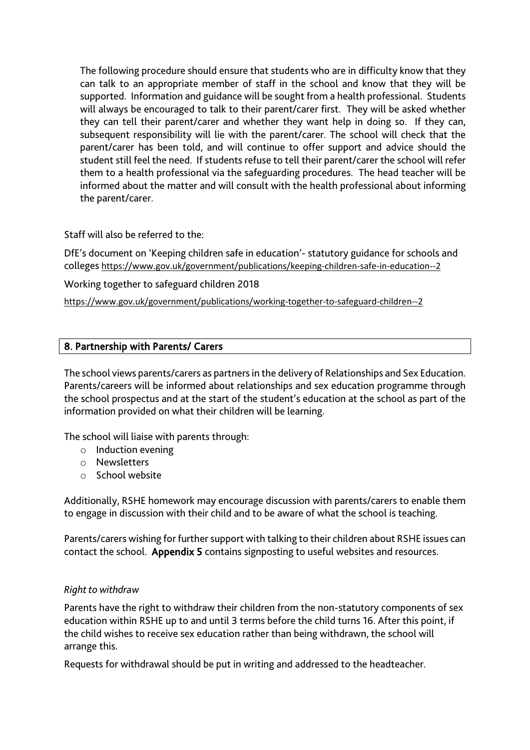The following procedure should ensure that students who are in difficulty know that they can talk to an appropriate member of staff in the school and know that they will be supported. Information and guidance will be sought from a health professional. Students will always be encouraged to talk to their parent/carer first. They will be asked whether they can tell their parent/carer and whether they want help in doing so. If they can, subsequent responsibility will lie with the parent/carer. The school will check that the parent/carer has been told, and will continue to offer support and advice should the student still feel the need. If students refuse to tell their parent/carer the school will refer them to a health professional via the safeguarding procedures. The head teacher will be informed about the matter and will consult with the health professional about informing the parent/carer.

Staff will also be referred to the:

DfE's document on 'Keeping children safe in education'- statutory guidance for schools and colleges https://www.gov.uk/government/publications/keeping-children-safe-in-education--2

Working together to safeguard children 2018

https://www.gov.uk/government/publications/working-together-to-safeguard-children--2

## 8. Partnership with Parents/ Carers

The school views parents/carers as partners in the delivery of Relationships and Sex Education. Parents/careers will be informed about relationships and sex education programme through the school prospectus and at the start of the student's education at the school as part of the information provided on what their children will be learning.

The school will liaise with parents through:

- Induction evening
- Newsletters
- School website

Additionally, RSHE homework may encourage discussion with parents/carers to enable them to engage in discussion with their child and to be aware of what the school is teaching.

Parents/carers wishing for further support with talking to their children about RSHE issues can contact the school. **Appendix 5** contains signposting to useful websites and resources.

*Right to withdraw*

Parents have the right to withdraw their children from the non-statutory components of sex education within RSHE up to and until 3 terms before the child turns 16. After this point, if the child wishes to receive sex education rather than being withdrawn, the school will arrange this.

Requests for withdrawal should be put in writing and addressed to the headteacher.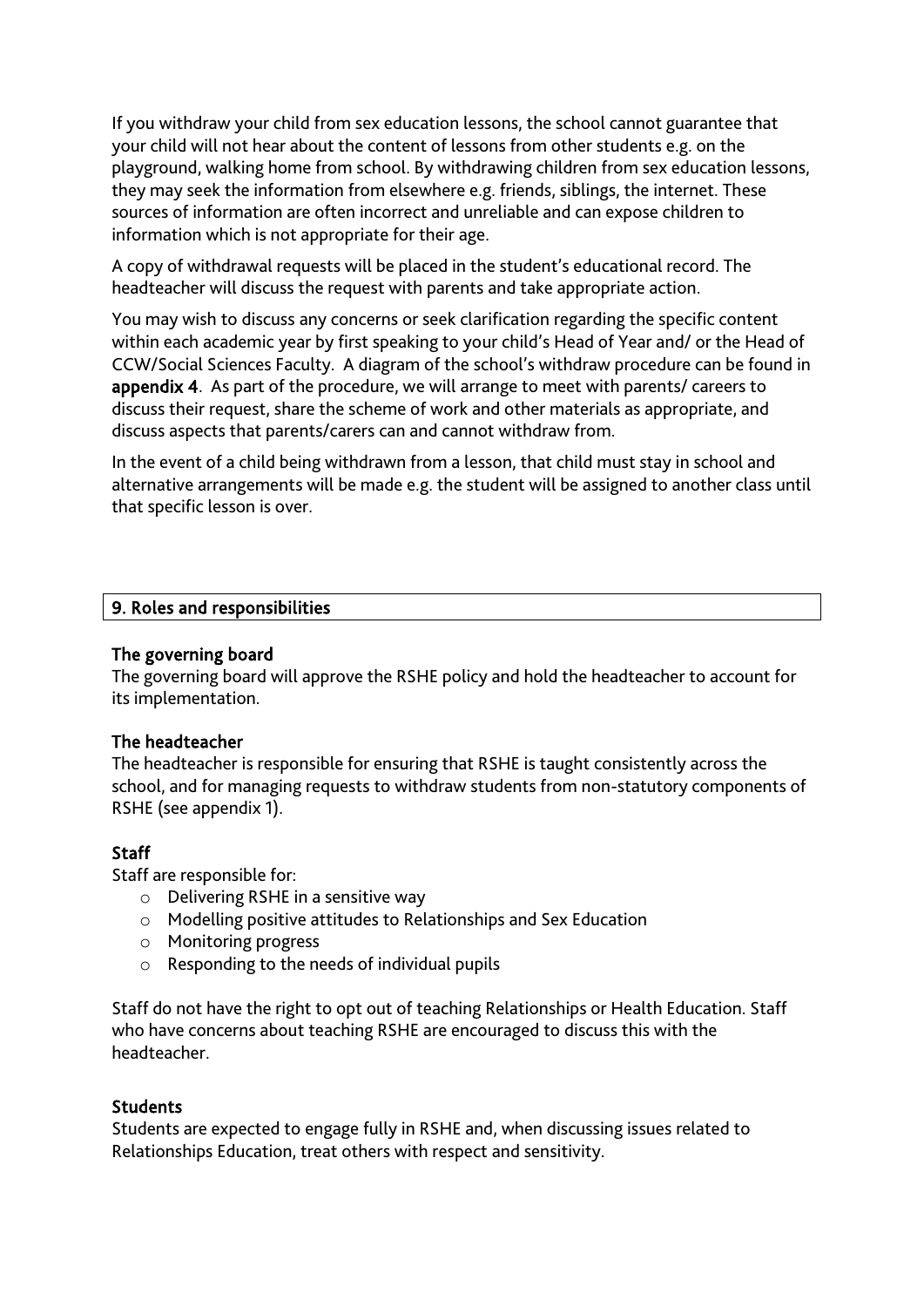If you withdraw your child from sex education lessons, the school cannot guarantee that your child will not hear about the content of lessons from other students e.g. on the playground, walking home from school. By withdrawing children from sex education lessons, they may seek the information from elsewhere e.g. friends, siblings, the internet. These sources of information are often incorrect and unreliable and can expose children to information which is not appropriate for their age.

A copy of withdrawal requests will be placed in the student's educational record. The headteacher will discuss the request with parents and take appropriate action.

You may wish to discuss any concerns or seek clarification regarding the specific content within each academic year by first speaking to your child's Head of Year and/ or the Head of CCW/Social Sciences Faculty. A diagram of the school's withdraw procedure can be found in **appendix 4**. As part of the procedure, we will arrange to meet with parents/ careers to discuss their request, share the scheme of work and other materials as appropriate, and discuss aspects that parents/carers can and cannot withdraw from.

In the event of a child being withdrawn from a lesson, that child must stay in school and alternative arrangements will be made e.g. the student will be assigned to another class until that specific lesson is over.

## 9. Roles and responsibilities

### The governing board

The governing board will approve the RSHE policy and hold the headteacher to account for its implementation.

### The headteacher

The headteacher is responsible for ensuring that RSHE is taught consistently across the school, and for managing requests to withdraw students from non-statutory components of RSHE (see appendix 1).

### Staff

Staff are responsible for:

- Delivering RSHE in a sensitive way
- Modelling positive attitudes to Relationships and Sex Education
- Monitoring progress
- Responding to the needs of individual pupils

Staff do not have the right to opt out of teaching Relationships or Health Education. Staff who have concerns about teaching RSHE are encouraged to discuss this with the headteacher.

### Students

Students are expected to engage fully in RSHE and, when discussing issues related to Relationships Education, treat others with respect and sensitivity.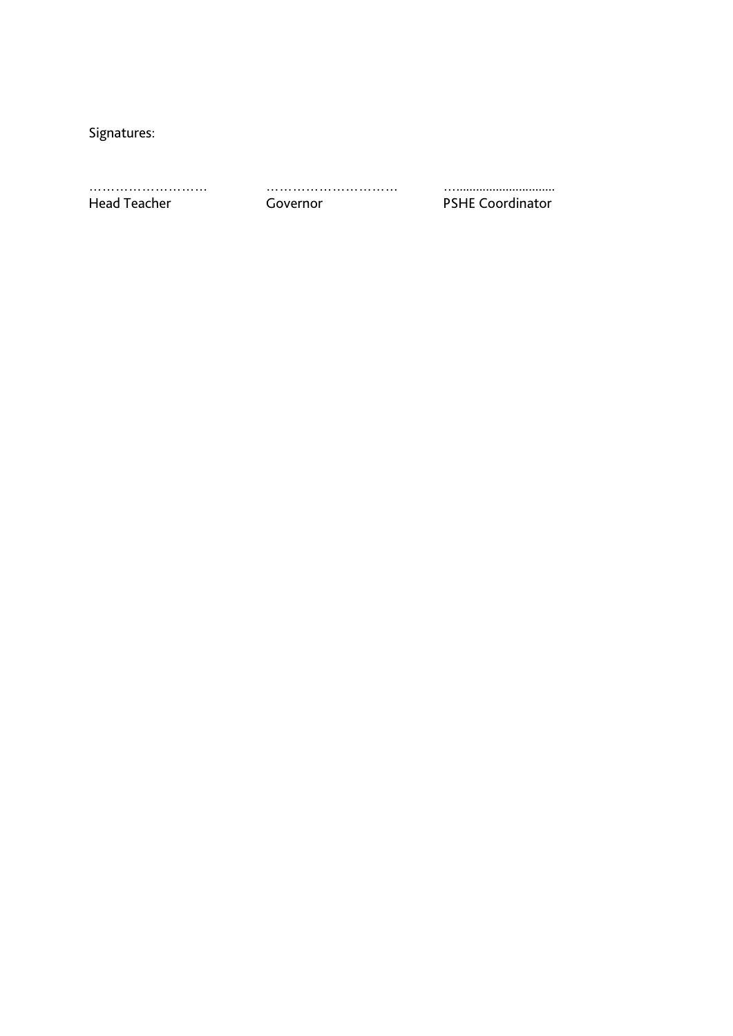Signatures:

| ……………………… | ………………………… | …............................ |
| --- | --- | --- |
| Head Teacher | Governor | PSHE Coordinator |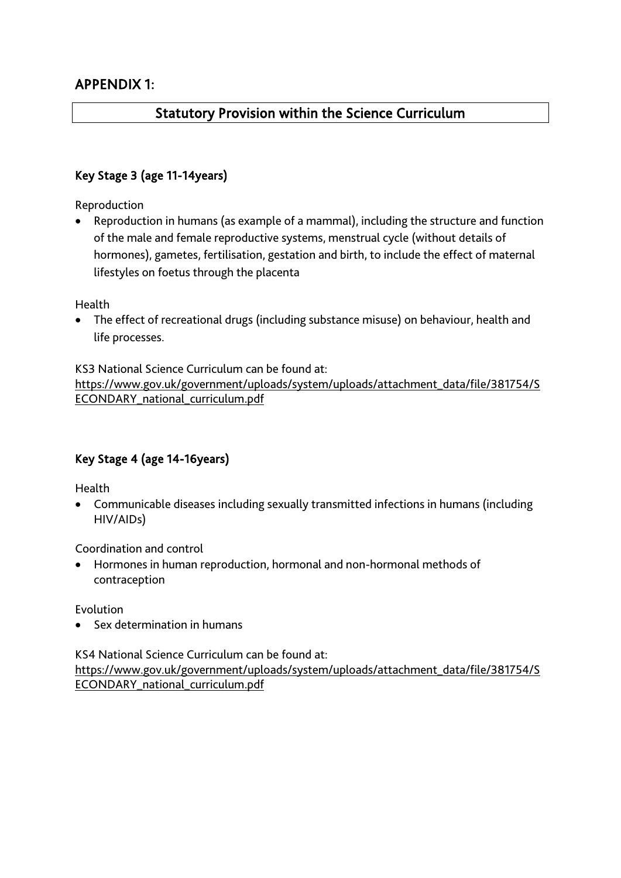## APPENDIX 1:

## Statutory Provision within the Science Curriculum

### Key Stage 3 (age 11-14years)

Reproduction

- Reproduction in humans (as example of a mammal), including the structure and function of the male and female reproductive systems, menstrual cycle (without details of hormones), gametes, fertilisation, gestation and birth, to include the effect of maternal lifestyles on foetus through the placenta

Health

- The effect of recreational drugs (including substance misuse) on behaviour, health and life processes.

KS3 National Science Curriculum can be found at:
https://www.gov.uk/government/uploads/system/uploads/attachment_data/file/381754/SECONDARY_national_curriculum.pdf

### Key Stage 4 (age 14-16years)

Health

- Communicable diseases including sexually transmitted infections in humans (including HIV/AIDs)

Coordination and control

- Hormones in human reproduction, hormonal and non-hormonal methods of contraception

Evolution

- Sex determination in humans

KS4 National Science Curriculum can be found at:
https://www.gov.uk/government/uploads/system/uploads/attachment_data/file/381754/SECONDARY_national_curriculum.pdf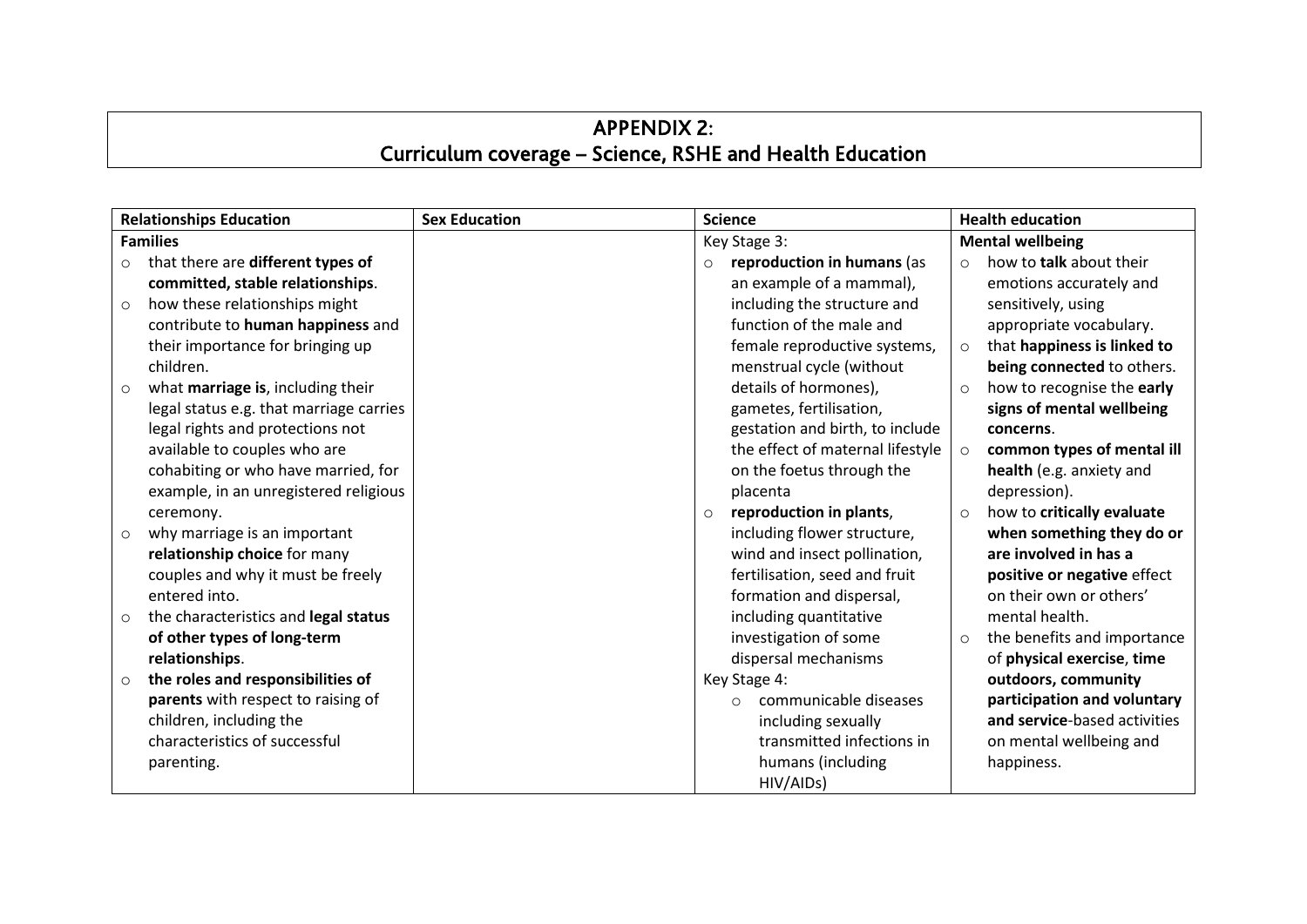# APPENDIX 2:
# Curriculum coverage – Science, RSHE and Health Education

| Relationships Education | Sex Education | Science | Health education |
|---|---|---|---|
| **Families**<br>○ that there are **different types of committed, stable relationships**.<br>○ how these relationships might contribute to **human happiness** and their importance for bringing up children.<br>○ what **marriage is**, including their legal status e.g. that marriage carries legal rights and protections not available to couples who are cohabiting or who have married, for example, in an unregistered religious ceremony.<br>○ why marriage is an important **relationship choice** for many couples and why it must be freely entered into.<br>○ the characteristics and **legal status of other types of long-term relationships**.<br>○ **the roles and responsibilities of parents** with respect to raising of children, including the characteristics of successful parenting. | | Key Stage 3:<br>○ **reproduction in humans** (as an example of a mammal), including the structure and function of the male and female reproductive systems, menstrual cycle (without details of hormones), gametes, fertilisation, gestation and birth, to include the effect of maternal lifestyle on the foetus through the placenta<br>○ **reproduction in plants**, including flower structure, wind and insect pollination, fertilisation, seed and fruit formation and dispersal, including quantitative investigation of some dispersal mechanisms<br>Key Stage 4:<br>○ communicable diseases including sexually transmitted infections in humans (including HIV/AIDs) | **Mental wellbeing**<br>○ how to **talk** about their emotions accurately and sensitively, using appropriate vocabulary.<br>○ that **happiness is linked to being connected** to others.<br>○ how to recognise the **early signs of mental wellbeing concerns**.<br>○ **common types of mental ill health** (e.g. anxiety and depression).<br>○ how to **critically evaluate when something they do or are involved in has a positive or negative** effect on their own or others' mental health.<br>○ the benefits and importance of **physical exercise**, **time outdoors, community participation and voluntary and service**-based activities on mental wellbeing and happiness. |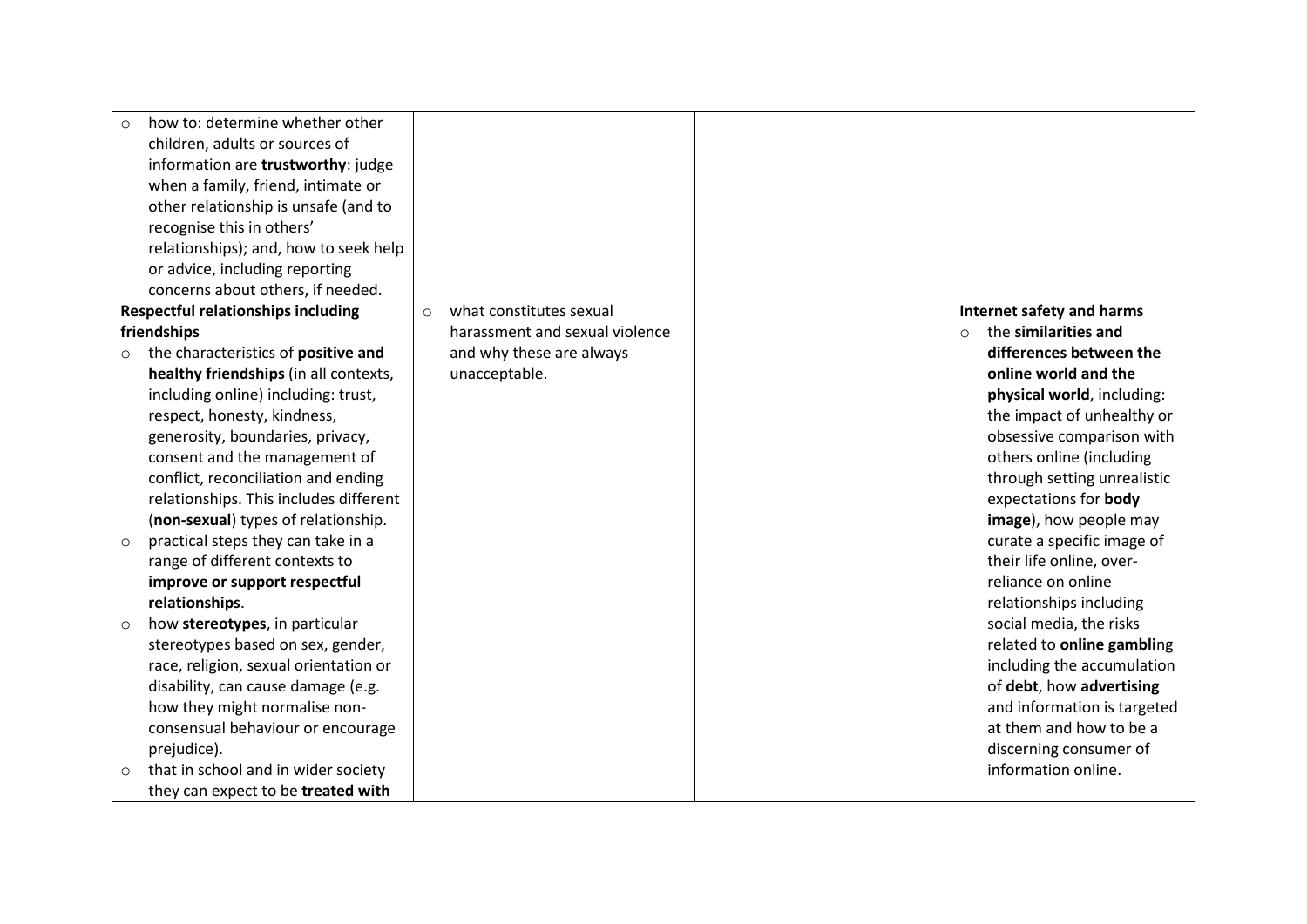| | | | |
|---|---|---|---|
| ○ how to: determine whether other children, adults or sources of information are **trustworthy**: judge when a family, friend, intimate or other relationship is unsafe (and to recognise this in others' relationships); and, how to seek help or advice, including reporting concerns about others, if needed. | | | |
| **Respectful relationships including friendships**<br>○ the characteristics of **positive and healthy friendships** (in all contexts, including online) including: trust, respect, honesty, kindness, generosity, boundaries, privacy, consent and the management of conflict, reconciliation and ending relationships. This includes different (**non-sexual**) types of relationship.<br>○ practical steps they can take in a range of different contexts to **improve or support respectful relationships**.<br>○ how **stereotypes**, in particular stereotypes based on sex, gender, race, religion, sexual orientation or disability, can cause damage (e.g. how they might normalise non-consensual behaviour or encourage prejudice).<br>○ that in school and in wider society they can expect to be **treated with** | ○ what constitutes sexual harassment and sexual violence and why these are always unacceptable. | | **Internet safety and harms**<br>○ the **similarities and differences between the online world and the physical world**, including: the impact of unhealthy or obsessive comparison with others online (including through setting unrealistic expectations for **body image**), how people may curate a specific image of their life online, over-reliance on online relationships including social media, the risks related to **online gambli**ng including the accumulation of **debt**, how **advertising** and information is targeted at them and how to be a discerning consumer of information online. |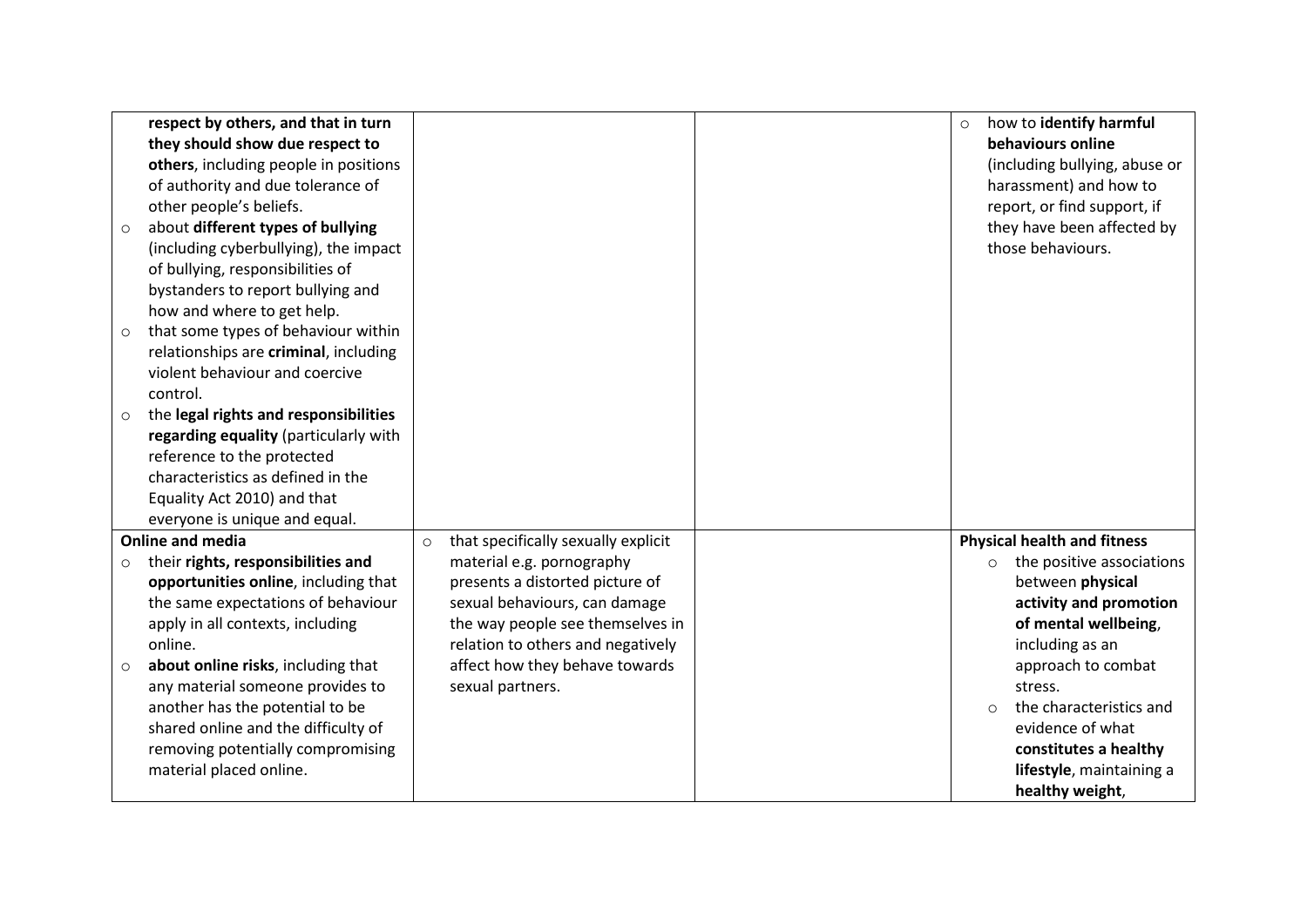| | | | |
|---|---|---|---|
| **respect by others, and that in turn they should show due respect to others**, including people in positions of authority and due tolerance of other people's beliefs.<br>○ about **different types of bullying** (including cyberbullying), the impact of bullying, responsibilities of bystanders to report bullying and how and where to get help.<br>○ that some types of behaviour within relationships are **criminal**, including violent behaviour and coercive control.<br>○ the **legal rights and responsibilities regarding equality** (particularly with reference to the protected characteristics as defined in the Equality Act 2010) and that everyone is unique and equal. | | | ○ how to **identify harmful behaviours online** (including bullying, abuse or harassment) and how to report, or find support, if they have been affected by those behaviours. |
| **Online and media**<br>○ their **rights, responsibilities and opportunities online**, including that the same expectations of behaviour apply in all contexts, including online.<br>○ **about online risks**, including that any material someone provides to another has the potential to be shared online and the difficulty of removing potentially compromising material placed online. | ○ that specifically sexually explicit material e.g. pornography presents a distorted picture of sexual behaviours, can damage the way people see themselves in relation to others and negatively affect how they behave towards sexual partners. | | **Physical health and fitness**<br>○ the positive associations between **physical activity and promotion of mental wellbeing**, including as an approach to combat stress.<br>○ the characteristics and evidence of what **constitutes a healthy lifestyle**, maintaining a **healthy weight**, |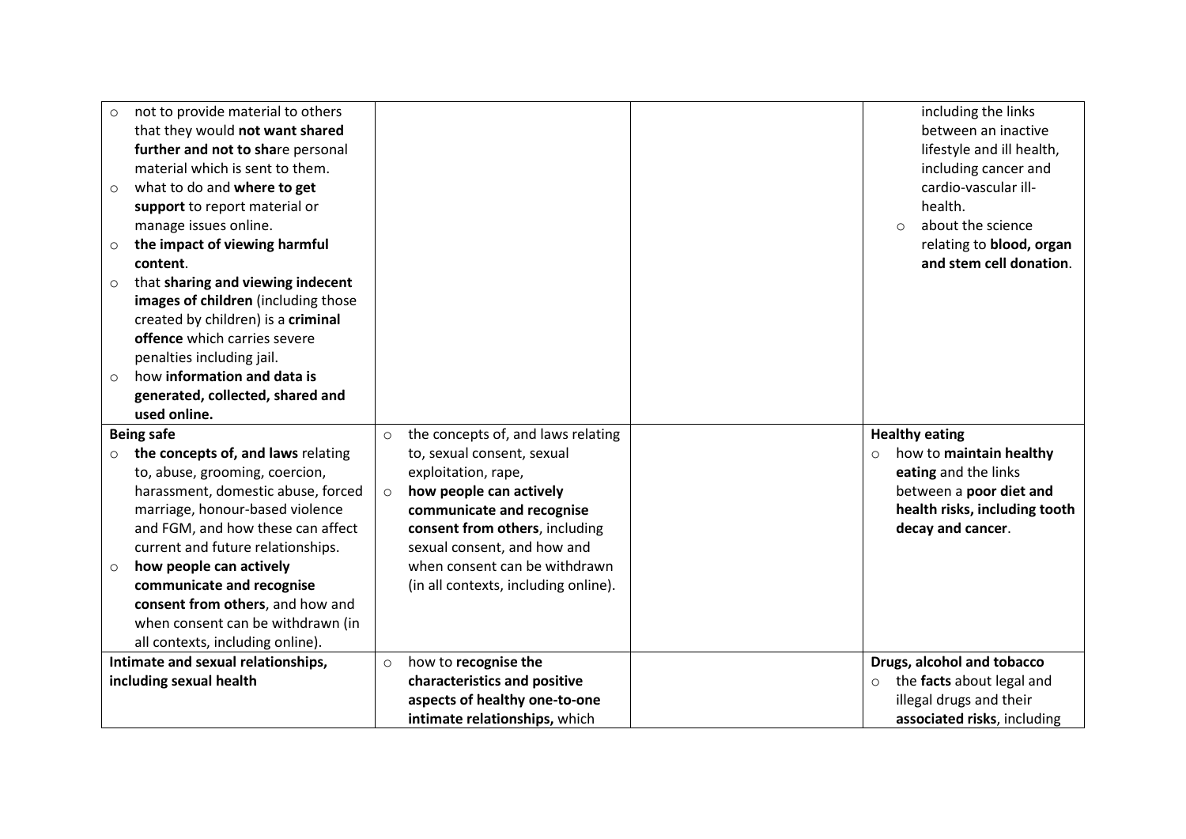| | | | |
|---|---|---|---|
| ○ not to provide material to others that they would **not want shared further and not to sha**re personal material which is sent to them.<br>○ what to do and **where to get support** to report material or manage issues online.<br>○ **the impact of viewing harmful content**.<br>○ that **sharing and viewing indecent images of children** (including those created by children) is a **criminal offence** which carries severe penalties including jail.<br>○ how **information and data is generated, collected, shared and used online.** | | | including the links between an inactive lifestyle and ill health, including cancer and cardio-vascular ill-health.<br>○ about the science relating to **blood, organ and stem cell donation**. |
| **Being safe**<br>○ **the concepts of, and laws** relating to, abuse, grooming, coercion, harassment, domestic abuse, forced marriage, honour-based violence and FGM, and how these can affect current and future relationships.<br>○ **how people can actively communicate and recognise consent from others**, and how and when consent can be withdrawn (in all contexts, including online). | ○ the concepts of, and laws relating to, sexual consent, sexual exploitation, rape,<br>○ **how people can actively communicate and recognise consent from others**, including sexual consent, and how and when consent can be withdrawn (in all contexts, including online). | | **Healthy eating**<br>○ how to **maintain healthy eating** and the links between a **poor diet and health risks, including tooth decay and cancer**. |
| **Intimate and sexual relationships, including sexual health** | ○ how to **recognise the characteristics and positive aspects of healthy one-to-one intimate relationships,** which | | **Drugs, alcohol and tobacco**<br>○ the **facts** about legal and illegal drugs and their **associated risks**, including |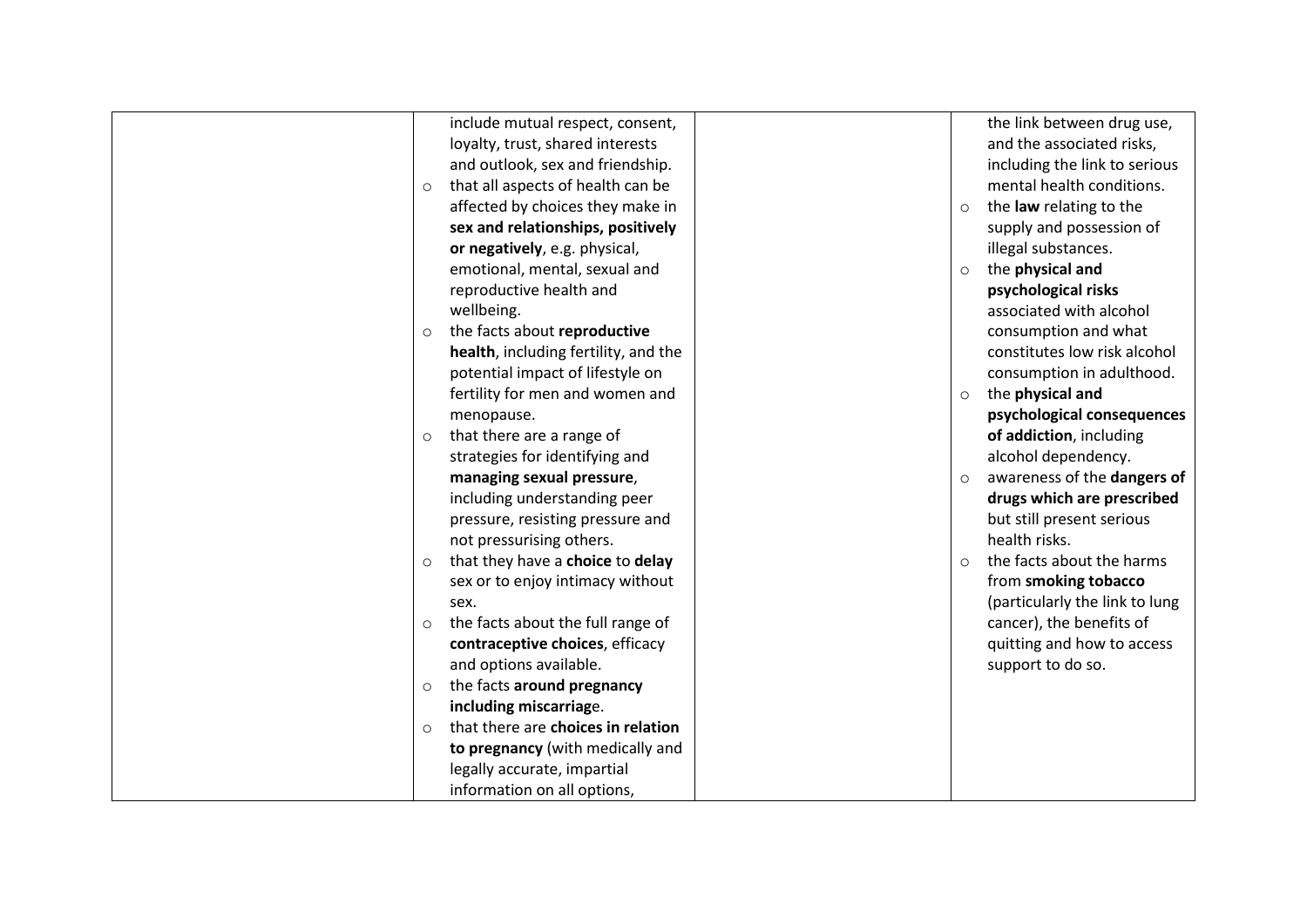| | | | |
|---|---|---|---|
| | include mutual respect, consent, loyalty, trust, shared interests and outlook, sex and friendship.<br>○ that all aspects of health can be affected by choices they make in **sex and relationships, positively or negatively**, e.g. physical, emotional, mental, sexual and reproductive health and wellbeing.<br>○ the facts about **reproductive health**, including fertility, and the potential impact of lifestyle on fertility for men and women and menopause.<br>○ that there are a range of strategies for identifying and **managing sexual pressure**, including understanding peer pressure, resisting pressure and not pressurising others.<br>○ that they have a **choice** to **delay** sex or to enjoy intimacy without sex.<br>○ the facts about the full range of **contraceptive choices**, efficacy and options available.<br>○ the facts **around pregnancy including miscarriag**e.<br>○ that there are **choices in relation to pregnancy** (with medically and legally accurate, impartial information on all options, | | the link between drug use, and the associated risks, including the link to serious mental health conditions.<br>○ the **law** relating to the supply and possession of illegal substances.<br>○ the **physical and psychological risks** associated with alcohol consumption and what constitutes low risk alcohol consumption in adulthood.<br>○ the **physical and psychological consequences of addiction**, including alcohol dependency.<br>○ awareness of the **dangers of drugs which are prescribed** but still present serious health risks.<br>○ the facts about the harms from **smoking tobacco** (particularly the link to lung cancer), the benefits of quitting and how to access support to do so. |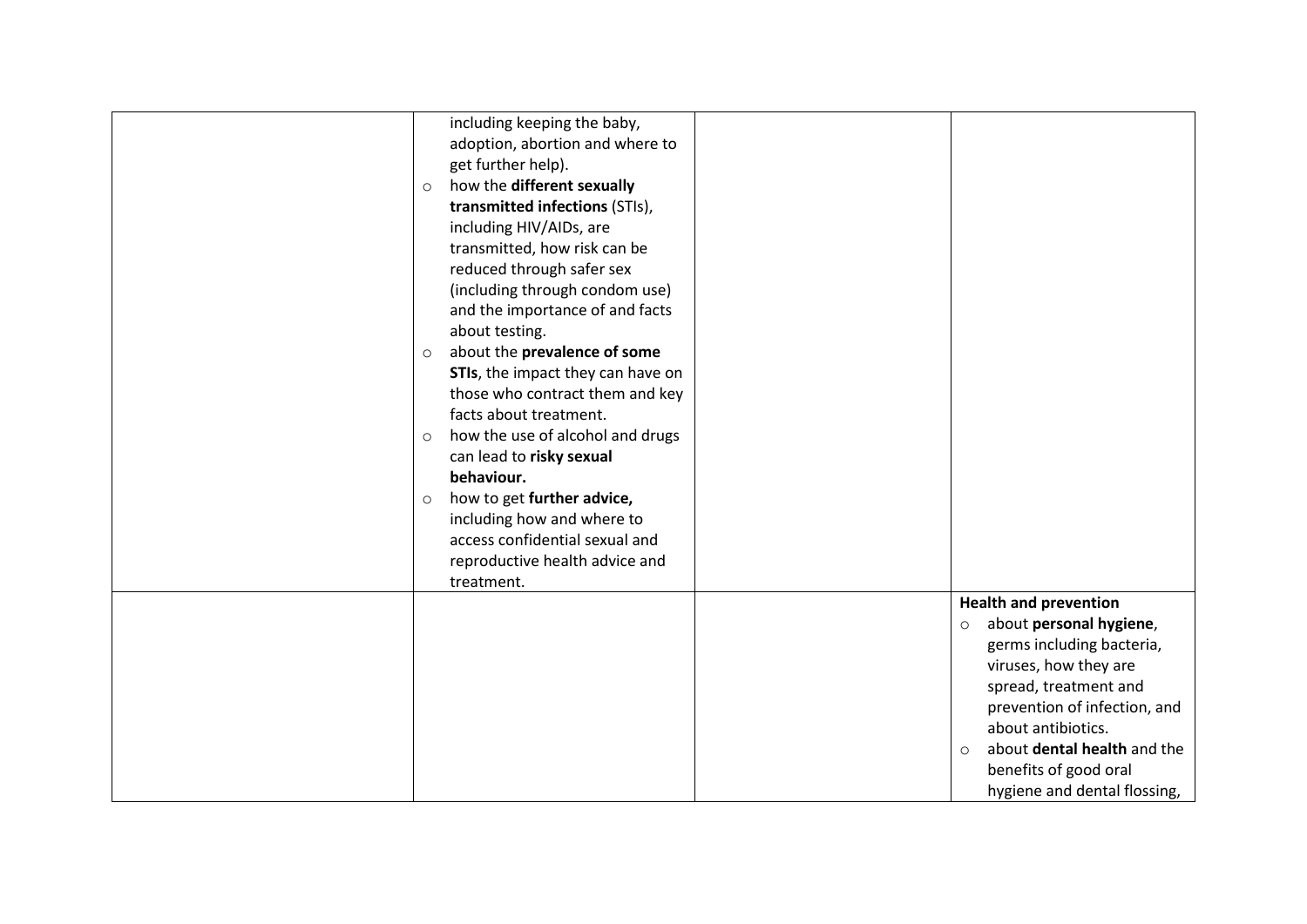| | | | |
|---|---|---|---|
| | including keeping the baby, adoption, abortion and where to get further help).<br>○ how the **different sexually transmitted infections** (STIs), including HIV/AIDs, are transmitted, how risk can be reduced through safer sex (including through condom use) and the importance of and facts about testing.<br>○ about the **prevalence of some STIs**, the impact they can have on those who contract them and key facts about treatment.<br>○ how the use of alcohol and drugs can lead to **risky sexual behaviour.**<br>○ how to get **further advice,** including how and where to access confidential sexual and reproductive health advice and treatment. | | |
| | | | **Health and prevention**<br>○ about **personal hygiene**, germs including bacteria, viruses, how they are spread, treatment and prevention of infection, and about antibiotics.<br>○ about **dental health** and the benefits of good oral hygiene and dental flossing, |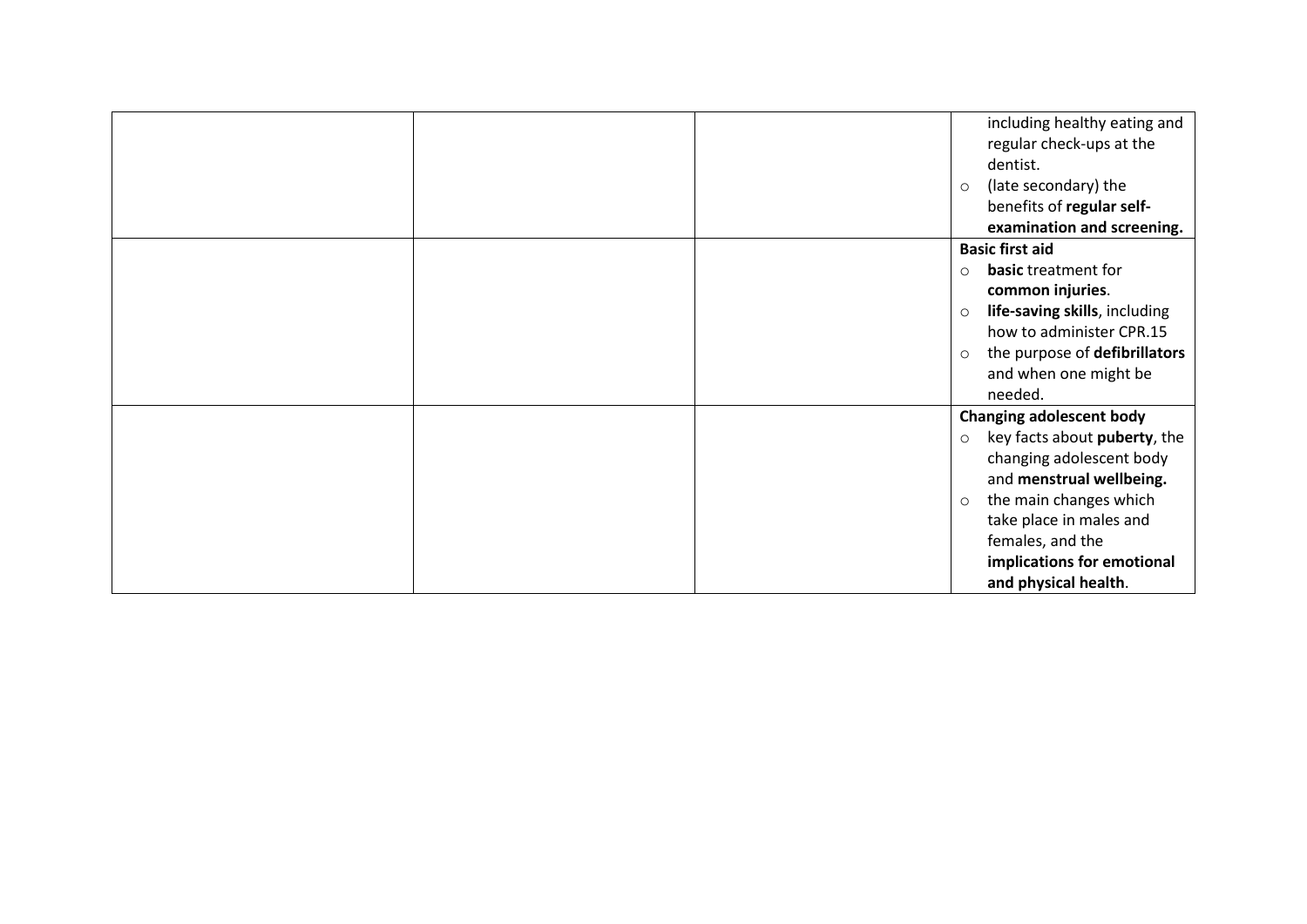| | | | |
|---|---|---|---|
| | | | including healthy eating and regular check-ups at the dentist.<br>○ (late secondary) the benefits of **regular self-examination and screening.** |
| | | | **Basic first aid**<br>○ **basic** treatment for **common injuries**.<br>○ **life-saving skills**, including how to administer CPR.15<br>○ the purpose of **defibrillators** and when one might be needed. |
| | | | **Changing adolescent body**<br>○ key facts about **puberty**, the changing adolescent body and **menstrual wellbeing.**<br>○ the main changes which take place in males and females, and the **implications for emotional and physical health**. |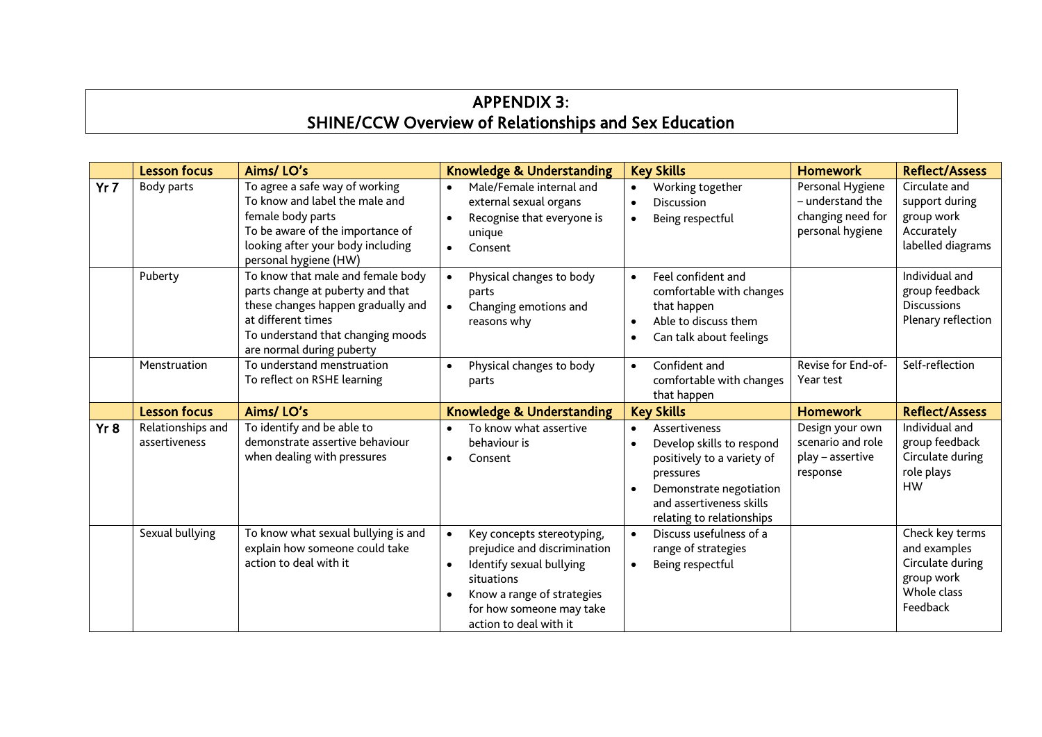# APPENDIX 3:
# SHINE/CCW Overview of Relationships and Sex Education

| | Lesson focus | Aims/ LO's | Knowledge & Understanding | Key Skills | Homework | Reflect/Assess |
|---|---|---|---|---|---|---|
| **Yr 7** | Body parts | To agree a safe way of working<br>To know and label the male and female body parts<br>To be aware of the importance of looking after your body including personal hygiene (HW) | • Male/Female internal and external sexual organs<br>• Recognise that everyone is unique<br>• Consent | • Working together<br>• Discussion<br>• Being respectful | Personal Hygiene – understand the changing need for personal hygiene | Circulate and support during group work<br>Accurately labelled diagrams |
| | Puberty | To know that male and female body parts change at puberty and that these changes happen gradually and at different times<br>To understand that changing moods are normal during puberty | • Physical changes to body parts<br>• Changing emotions and reasons why | • Feel confident and comfortable with changes that happen<br>• Able to discuss them<br>• Can talk about feelings | | Individual and group feedback<br>Discussions<br>Plenary reflection |
| | Menstruation | To understand menstruation<br>To reflect on RSHE learning | • Physical changes to body parts | • Confident and comfortable with changes that happen | Revise for End-of-Year test | Self-reflection |
| | **Lesson focus** | **Aims/ LO's** | **Knowledge & Understanding** | **Key Skills** | **Homework** | **Reflect/Assess** |
| **Yr 8** | Relationships and assertiveness | To identify and be able to demonstrate assertive behaviour when dealing with pressures | • To know what assertive behaviour is<br>• Consent | • Assertiveness<br>• Develop skills to respond positively to a variety of pressures<br>• Demonstrate negotiation and assertiveness skills relating to relationships | Design your own scenario and role play – assertive response | Individual and group feedback<br>Circulate during role plays<br>HW |
| | Sexual bullying | To know what sexual bullying is and explain how someone could take action to deal with it | • Key concepts stereotyping, prejudice and discrimination<br>• Identify sexual bullying situations<br>• Know a range of strategies for how someone may take action to deal with it | • Discuss usefulness of a range of strategies<br>• Being respectful | | Check key terms and examples<br>Circulate during group work<br>Whole class Feedback |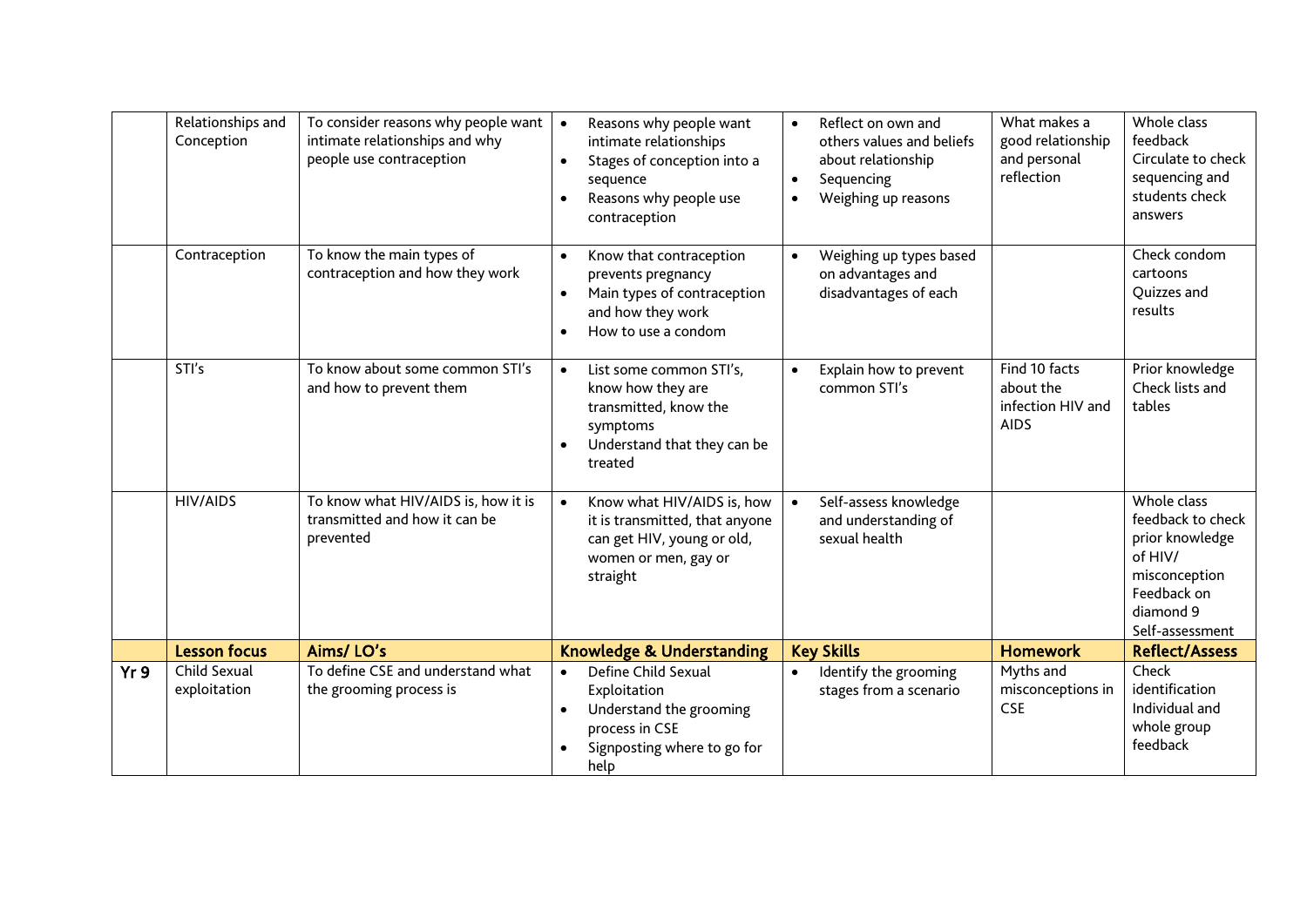| | | | | | | |
|---|---|---|---|---|---|---|
| | Relationships and Conception | To consider reasons why people want intimate relationships and why people use contraception | • Reasons why people want intimate relationships<br>• Stages of conception into a sequence<br>• Reasons why people use contraception | • Reflect on own and others values and beliefs about relationship<br>• Sequencing<br>• Weighing up reasons | What makes a good relationship and personal reflection | Whole class feedback<br>Circulate to check sequencing and students check answers |
| | Contraception | To know the main types of contraception and how they work | • Know that contraception prevents pregnancy<br>• Main types of contraception and how they work<br>• How to use a condom | • Weighing up types based on advantages and disadvantages of each | | Check condom cartoons<br>Quizzes and results |
| | STI's | To know about some common STI's and how to prevent them | • List some common STI's, know how they are transmitted, know the symptoms<br>• Understand that they can be treated | • Explain how to prevent common STI's | Find 10 facts about the infection HIV and AIDS | Prior knowledge<br>Check lists and tables |
| | HIV/AIDS | To know what HIV/AIDS is, how it is transmitted and how it can be prevented | • Know what HIV/AIDS is, how it is transmitted, that anyone can get HIV, young or old, women or men, gay or straight | • Self-assess knowledge and understanding of sexual health | | Whole class feedback to check prior knowledge of HIV/ misconception<br>Feedback on diamond 9<br>Self-assessment |
| | **Lesson focus** | **Aims/ LO's** | **Knowledge & Understanding** | **Key Skills** | **Homework** | **Reflect/Assess** |
| **Yr 9** | Child Sexual exploitation | To define CSE and understand what the grooming process is | • Define Child Sexual Exploitation<br>• Understand the grooming process in CSE<br>• Signposting where to go for help | • Identify the grooming stages from a scenario | Myths and misconceptions in CSE | Check identification<br>Individual and whole group feedback |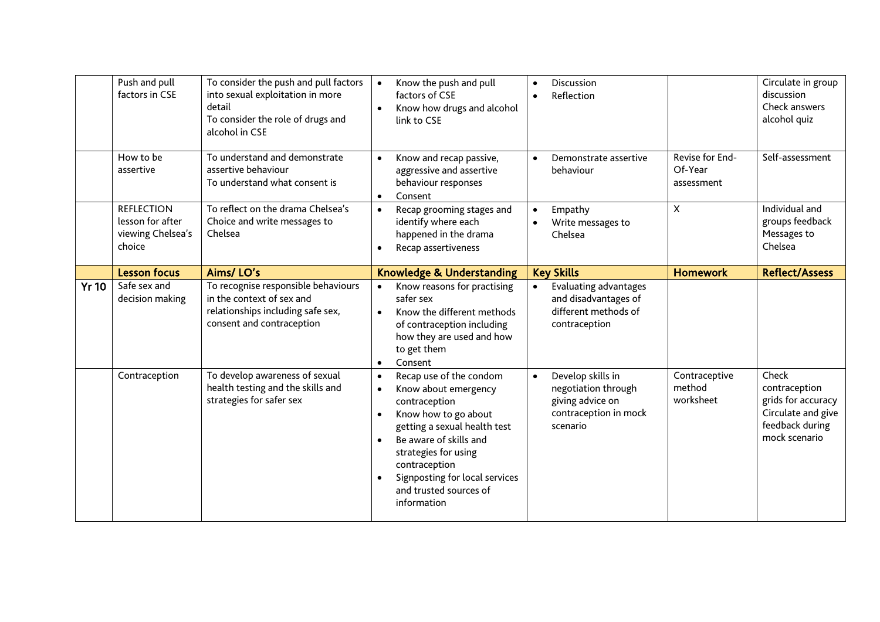|  | Push and pull factors in CSE | To consider the push and pull factors into sexual exploitation in more detail<br>To consider the role of drugs and alcohol in CSE | • Know the push and pull factors of CSE<br>• Know how drugs and alcohol link to CSE | • Discussion<br>• Reflection |  | Circulate in group discussion<br>Check answers alcohol quiz |
|---|---|---|---|---|---|---|
|  | How to be assertive | To understand and demonstrate assertive behaviour<br>To understand what consent is | • Know and recap passive, aggressive and assertive behaviour responses<br>• Consent | • Demonstrate assertive behaviour | Revise for End-Of-Year assessment | Self-assessment |
|  | REFLECTION lesson for after viewing Chelsea's choice | To reflect on the drama Chelsea's Choice and write messages to Chelsea | • Recap grooming stages and identify where each happened in the drama<br>• Recap assertiveness | • Empathy<br>• Write messages to Chelsea | X | Individual and groups feedback<br>Messages to Chelsea |
|  | **Lesson focus** | **Aims/ LO's** | **Knowledge & Understanding** | **Key Skills** | **Homework** | **Reflect/Assess** |
| **Yr 10** | Safe sex and decision making | To recognise responsible behaviours in the context of sex and relationships including safe sex, consent and contraception | • Know reasons for practising safer sex<br>• Know the different methods of contraception including how they are used and how to get them<br>• Consent | • Evaluating advantages and disadvantages of different methods of contraception |  |  |
|  | Contraception | To develop awareness of sexual health testing and the skills and strategies for safer sex | • Recap use of the condom<br>• Know about emergency contraception<br>• Know how to go about getting a sexual health test<br>• Be aware of skills and strategies for using contraception<br>• Signposting for local services and trusted sources of information | • Develop skills in negotiation through giving advice on contraception in mock scenario | Contraceptive method worksheet | Check contraception grids for accuracy<br>Circulate and give feedback during mock scenario |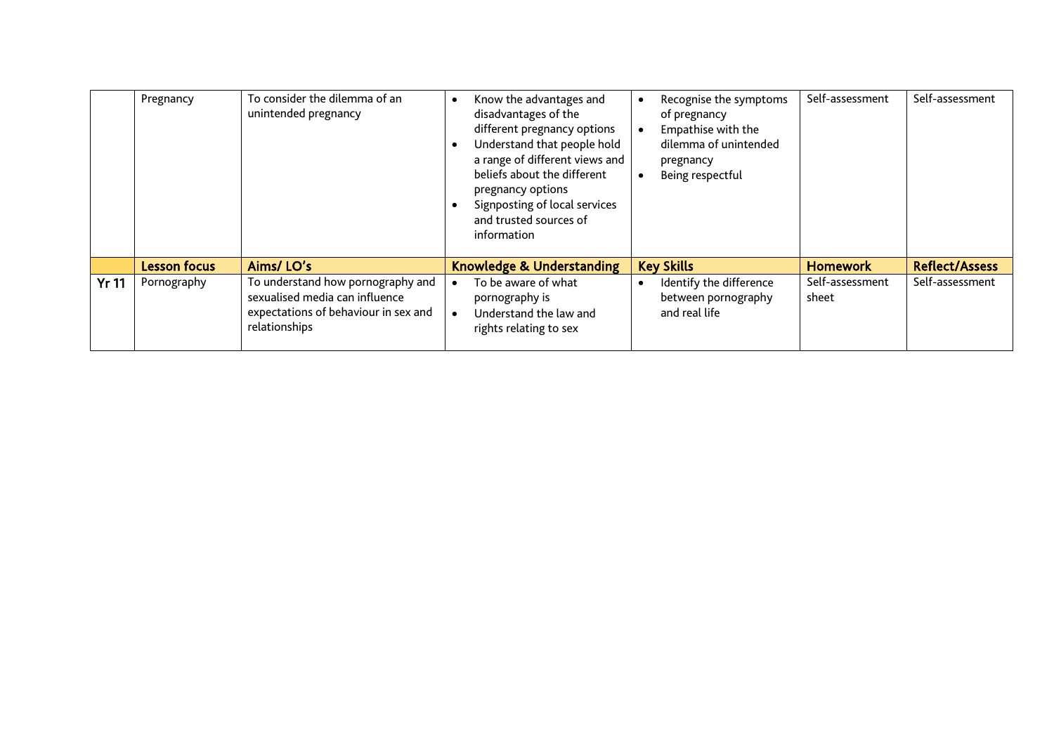| | | | | | | |
|---|---|---|---|---|---|---|
| | Pregnancy | To consider the dilemma of an unintended pregnancy | • Know the advantages and disadvantages of the different pregnancy options<br>• Understand that people hold a range of different views and beliefs about the different pregnancy options<br>• Signposting of local services and trusted sources of information | • Recognise the symptoms of pregnancy<br>• Empathise with the dilemma of unintended pregnancy<br>• Being respectful | Self-assessment | Self-assessment |
| | **Lesson focus** | **Aims/ LO's** | **Knowledge & Understanding** | **Key Skills** | **Homework** | **Reflect/Assess** |
| **Yr 11** | Pornography | To understand how pornography and sexualised media can influence expectations of behaviour in sex and relationships | • To be aware of what pornography is<br>• Understand the law and rights relating to sex | • Identify the difference between pornography and real life | Self-assessment sheet | Self-assessment |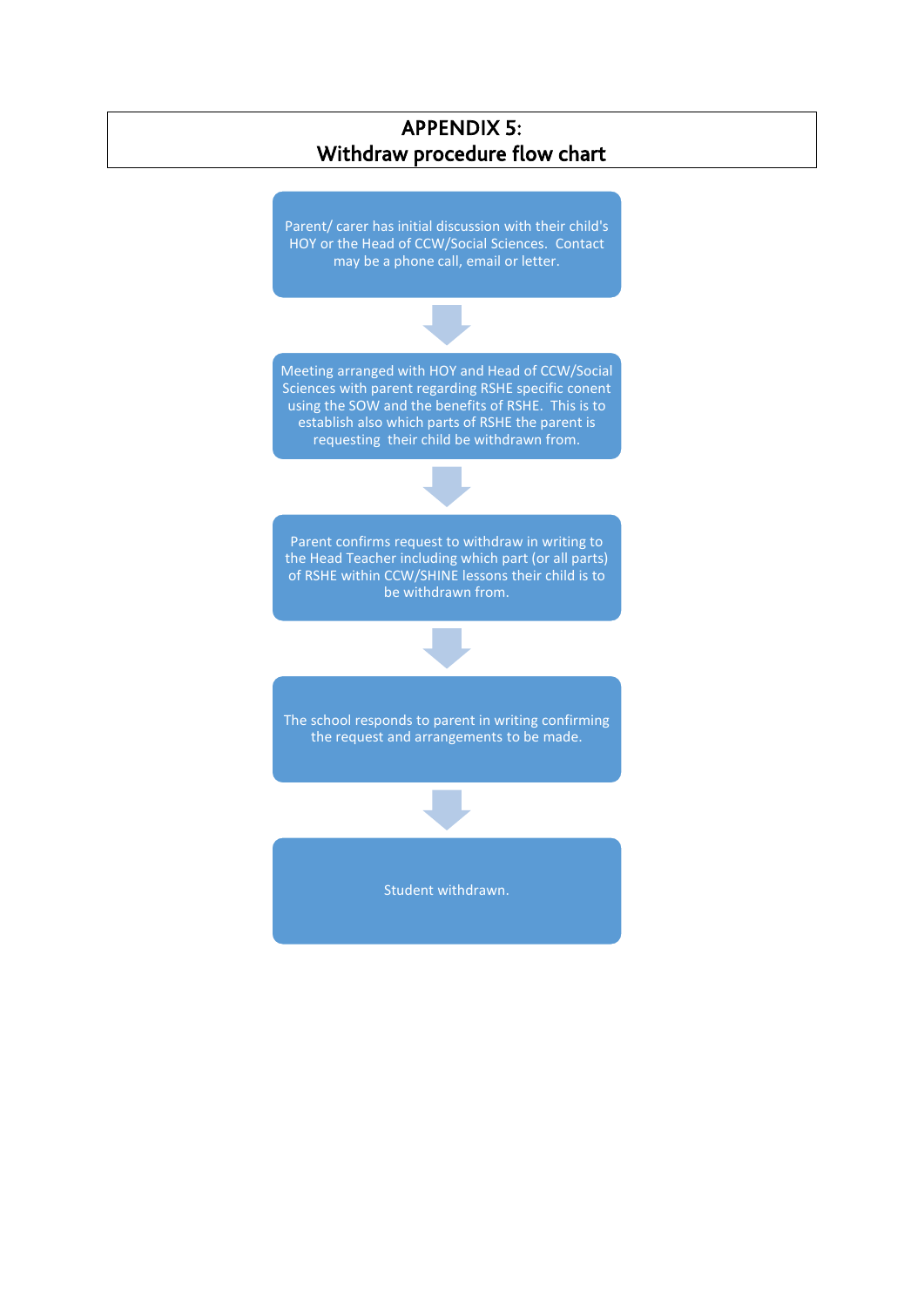# APPENDIX 5:
# Withdraw procedure flow chart

Parent/ carer has initial discussion with their child's HOY or the Head of CCW/Social Sciences. Contact may be a phone call, email or letter.

↓

Meeting arranged with HOY and Head of CCW/Social Sciences with parent regarding RSHE specific conent using the SOW and the benefits of RSHE. This is to establish also which parts of RSHE the parent is requesting their child be withdrawn from.

↓

Parent confirms request to withdraw in writing to the Head Teacher including which part (or all parts) of RSHE within CCW/SHINE lessons their child is to be withdrawn from.

↓

The school responds to parent in writing confirming the request and arrangements to be made.

↓

Student withdrawn.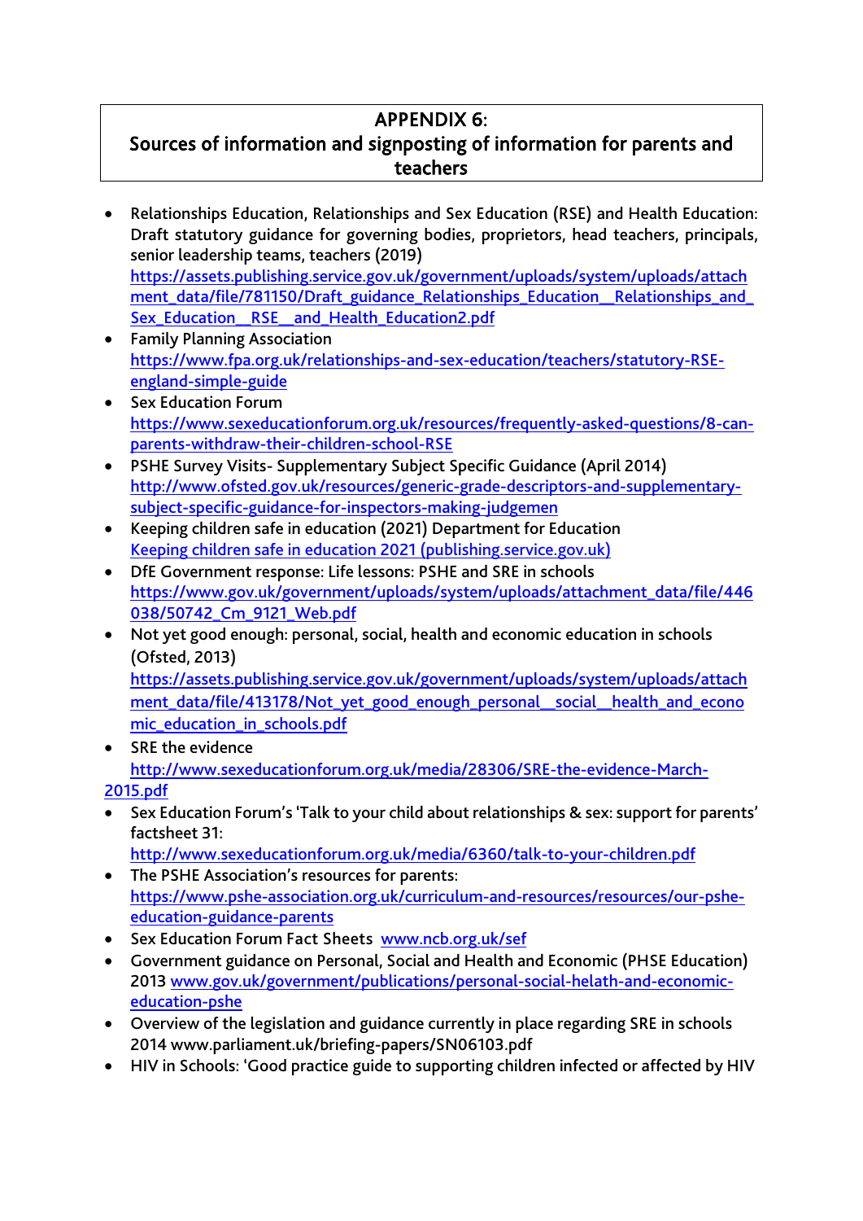## APPENDIX 6:
## Sources of information and signposting of information for parents and teachers

- Relationships Education, Relationships and Sex Education (RSE) and Health Education: Draft statutory guidance for governing bodies, proprietors, head teachers, principals, senior leadership teams, teachers (2019) https://assets.publishing.service.gov.uk/government/uploads/system/uploads/attachment_data/file/781150/Draft_guidance_Relationships_Education__Relationships_and_Sex_Education__RSE__and_Health_Education2.pdf
- Family Planning Association https://www.fpa.org.uk/relationships-and-sex-education/teachers/statutory-RSE-england-simple-guide
- Sex Education Forum https://www.sexeducationforum.org.uk/resources/frequently-asked-questions/8-can-parents-withdraw-their-children-school-RSE
- PSHE Survey Visits- Supplementary Subject Specific Guidance (April 2014) http://www.ofsted.gov.uk/resources/generic-grade-descriptors-and-supplementary-subject-specific-guidance-for-inspectors-making-judgemen
- Keeping children safe in education (2021) Department for Education Keeping children safe in education 2021 (publishing.service.gov.uk)
- DfE Government response: Life lessons: PSHE and SRE in schools https://www.gov.uk/government/uploads/system/uploads/attachment_data/file/446038/50742_Cm_9121_Web.pdf
- Not yet good enough: personal, social, health and economic education in schools (Ofsted, 2013) https://assets.publishing.service.gov.uk/government/uploads/system/uploads/attachment_data/file/413178/Not_yet_good_enough_personal__social__health_and_economic_education_in_schools.pdf
- SRE the evidence http://www.sexeducationforum.org.uk/media/28306/SRE-the-evidence-March-2015.pdf
- Sex Education Forum's 'Talk to your child about relationships & sex: support for parents' factsheet 31: http://www.sexeducationforum.org.uk/media/6360/talk-to-your-children.pdf
- The PSHE Association's resources for parents: https://www.pshe-association.org.uk/curriculum-and-resources/resources/our-pshe-education-guidance-parents
- Sex Education Forum Fact Sheets www.ncb.org.uk/sef
- Government guidance on Personal, Social and Health and Economic (PHSE Education) 2013 www.gov.uk/government/publications/personal-social-helath-and-economic-education-pshe
- Overview of the legislation and guidance currently in place regarding SRE in schools 2014 www.parliament.uk/briefing-papers/SN06103.pdf
- HIV in Schools: 'Good practice guide to supporting children infected or affected by HIV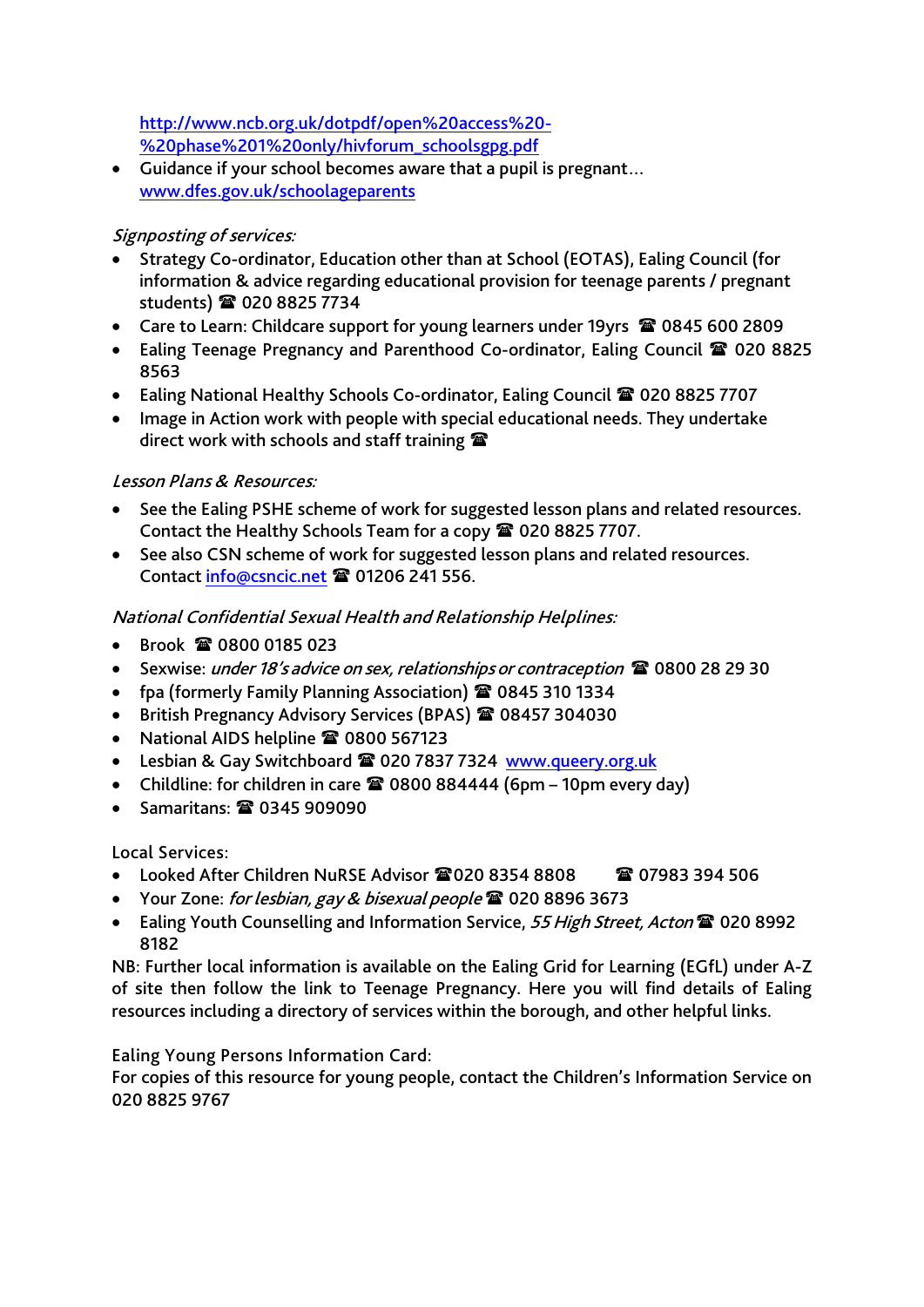http://www.ncb.org.uk/dotpdf/open%20access%20-%20phase%201%20only/hivforum_schoolsgpg.pdf

- Guidance if your school becomes aware that a pupil is pregnant… www.dfes.gov.uk/schoolageparents

*Signposting of services:*

- Strategy Co-ordinator, Education other than at School (EOTAS), Ealing Council (for information & advice regarding educational provision for teenage parents / pregnant students) ☎ 020 8825 7734
- Care to Learn: Childcare support for young learners under 19yrs ☎ 0845 600 2809
- Ealing Teenage Pregnancy and Parenthood Co-ordinator, Ealing Council ☎ 020 8825 8563
- Ealing National Healthy Schools Co-ordinator, Ealing Council ☎ 020 8825 7707
- Image in Action work with people with special educational needs. They undertake direct work with schools and staff training ☎

*Lesson Plans & Resources:*

- See the Ealing PSHE scheme of work for suggested lesson plans and related resources. Contact the Healthy Schools Team for a copy ☎ 020 8825 7707.
- See also CSN scheme of work for suggested lesson plans and related resources. Contact info@csncic.net ☎ 01206 241 556.

*National Confidential Sexual Health and Relationship Helplines:*

- Brook ☎ 0800 0185 023
- Sexwise: *under 18's advice on sex, relationships or contraception* ☎ 0800 28 29 30
- fpa (formerly Family Planning Association) ☎ 0845 310 1334
- British Pregnancy Advisory Services (BPAS) ☎ 08457 304030
- National AIDS helpline ☎ 0800 567123
- Lesbian & Gay Switchboard ☎ 020 7837 7324 www.queery.org.uk
- Childline: for children in care ☎ 0800 884444 (6pm – 10pm every day)
- Samaritans: ☎ 0345 909090

Local Services:

- Looked After Children NuRSE Advisor ☎020 8354 8808 ☎ 07983 394 506
- Your Zone: *for lesbian, gay & bisexual people* ☎ 020 8896 3673
- Ealing Youth Counselling and Information Service, *55 High Street, Acton* ☎ 020 8992 8182

NB: Further local information is available on the Ealing Grid for Learning (EGfL) under A-Z of site then follow the link to Teenage Pregnancy. Here you will find details of Ealing resources including a directory of services within the borough, and other helpful links.

Ealing Young Persons Information Card:
For copies of this resource for young people, contact the Children's Information Service on 020 8825 9767